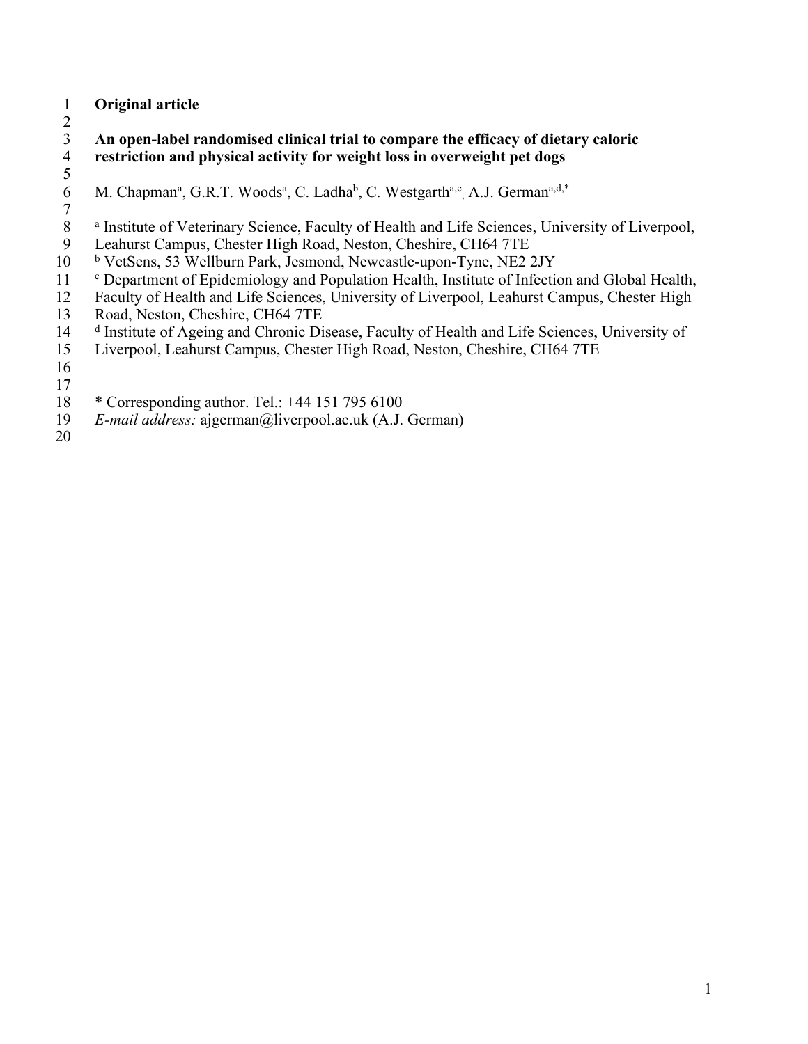**Original article**

# An open-label randomised clinical trial to compare the efficacy of dietary caloric restriction and physical activity for weight loss in overweight pet dogs

M. Chapman[a], G.R.T. Woods[a], C. Ladha[b], C. Westgarth[a,c], A.J. German[a,d,*]

[a] Institute of Veterinary Science, Faculty of Health and Life Sciences, University of Liverpool, Leahurst Campus, Chester High Road, Neston, Cheshire, CH64 7TE

[b] VetSens, 53 Wellburn Park, Jesmond, Newcastle-upon-Tyne, NE2 2JY

[c] Department of Epidemiology and Population Health, Institute of Infection and Global Health, Faculty of Health and Life Sciences, University of Liverpool, Leahurst Campus, Chester High Road, Neston, Cheshire, CH64 7TE

[d] Institute of Ageing and Chronic Disease, Faculty of Health and Life Sciences, University of Liverpool, Leahurst Campus, Chester High Road, Neston, Cheshire, CH64 7TE

* Corresponding author. Tel.: +44 151 795 6100

*E-mail address:* ajgerman@liverpool.ac.uk (A.J. German)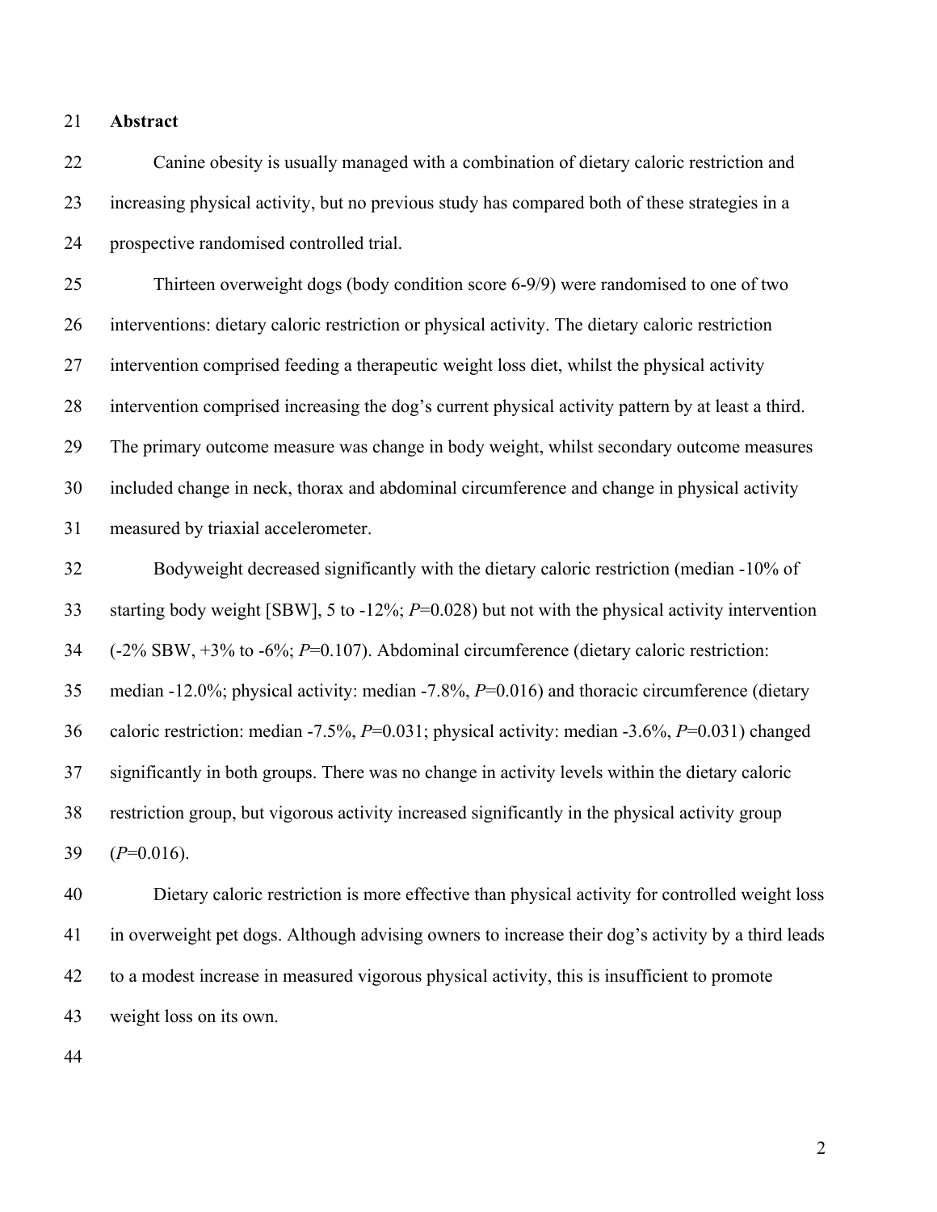## Abstract

Canine obesity is usually managed with a combination of dietary caloric restriction and increasing physical activity, but no previous study has compared both of these strategies in a prospective randomised controlled trial.

Thirteen overweight dogs (body condition score 6-9/9) were randomised to one of two interventions: dietary caloric restriction or physical activity. The dietary caloric restriction intervention comprised feeding a therapeutic weight loss diet, whilst the physical activity intervention comprised increasing the dog's current physical activity pattern by at least a third. The primary outcome measure was change in body weight, whilst secondary outcome measures included change in neck, thorax and abdominal circumference and change in physical activity measured by triaxial accelerometer.

Bodyweight decreased significantly with the dietary caloric restriction (median -10% of starting body weight [SBW], 5 to -12%; $P$=0.028) but not with the physical activity intervention (-2% SBW, +3% to -6%; $P$=0.107). Abdominal circumference (dietary caloric restriction: median -12.0%; physical activity: median -7.8%, $P$=0.016) and thoracic circumference (dietary caloric restriction: median -7.5%, $P$=0.031; physical activity: median -3.6%, $P$=0.031) changed significantly in both groups. There was no change in activity levels within the dietary caloric restriction group, but vigorous activity increased significantly in the physical activity group ($P$=0.016).

Dietary caloric restriction is more effective than physical activity for controlled weight loss in overweight pet dogs. Although advising owners to increase their dog's activity by a third leads to a modest increase in measured vigorous physical activity, this is insufficient to promote weight loss on its own.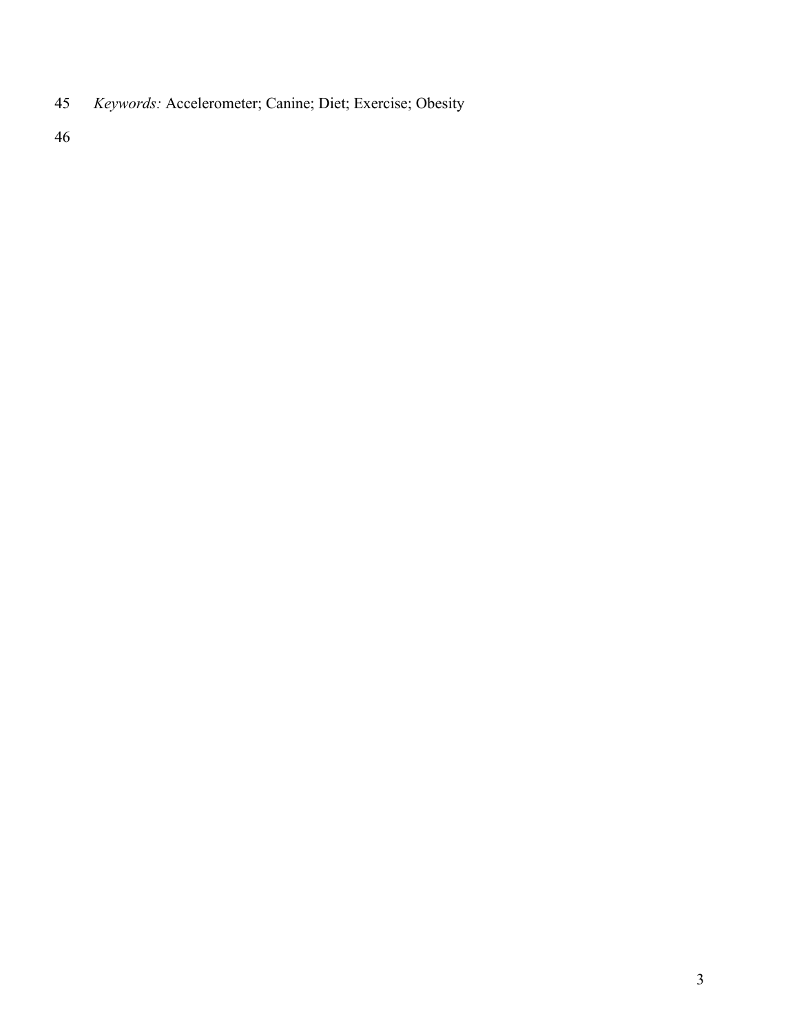*Keywords:* Accelerometer; Canine; Diet; Exercise; Obesity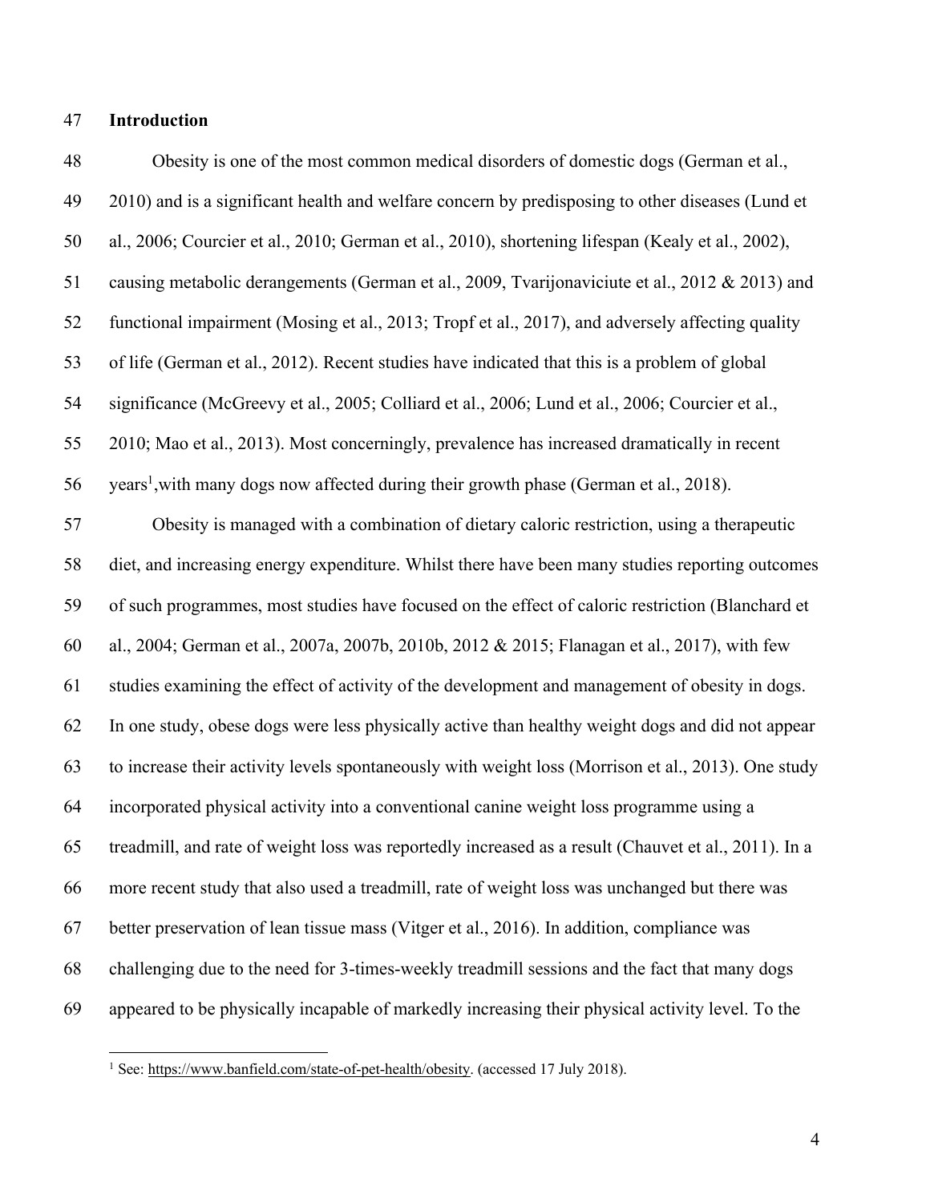## Introduction

Obesity is one of the most common medical disorders of domestic dogs (German et al., 2010) and is a significant health and welfare concern by predisposing to other diseases (Lund et al., 2006; Courcier et al., 2010; German et al., 2010), shortening lifespan (Kealy et al., 2002), causing metabolic derangements (German et al., 2009, Tvarijonaviciute et al., 2012 & 2013) and functional impairment (Mosing et al., 2013; Tropf et al., 2017), and adversely affecting quality of life (German et al., 2012). Recent studies have indicated that this is a problem of global significance (McGreevy et al., 2005; Colliard et al., 2006; Lund et al., 2006; Courcier et al., 2010; Mao et al., 2013). Most concerningly, prevalence has increased dramatically in recent years[1],with many dogs now affected during their growth phase (German et al., 2018).

Obesity is managed with a combination of dietary caloric restriction, using a therapeutic diet, and increasing energy expenditure. Whilst there have been many studies reporting outcomes of such programmes, most studies have focused on the effect of caloric restriction (Blanchard et al., 2004; German et al., 2007a, 2007b, 2010b, 2012 & 2015; Flanagan et al., 2017), with few studies examining the effect of activity of the development and management of obesity in dogs. In one study, obese dogs were less physically active than healthy weight dogs and did not appear to increase their activity levels spontaneously with weight loss (Morrison et al., 2013). One study incorporated physical activity into a conventional canine weight loss programme using a treadmill, and rate of weight loss was reportedly increased as a result (Chauvet et al., 2011). In a more recent study that also used a treadmill, rate of weight loss was unchanged but there was better preservation of lean tissue mass (Vitger et al., 2016). In addition, compliance was challenging due to the need for 3-times-weekly treadmill sessions and the fact that many dogs appeared to be physically incapable of markedly increasing their physical activity level. To the

[1] See: https://www.banfield.com/state-of-pet-health/obesity. (accessed 17 July 2018).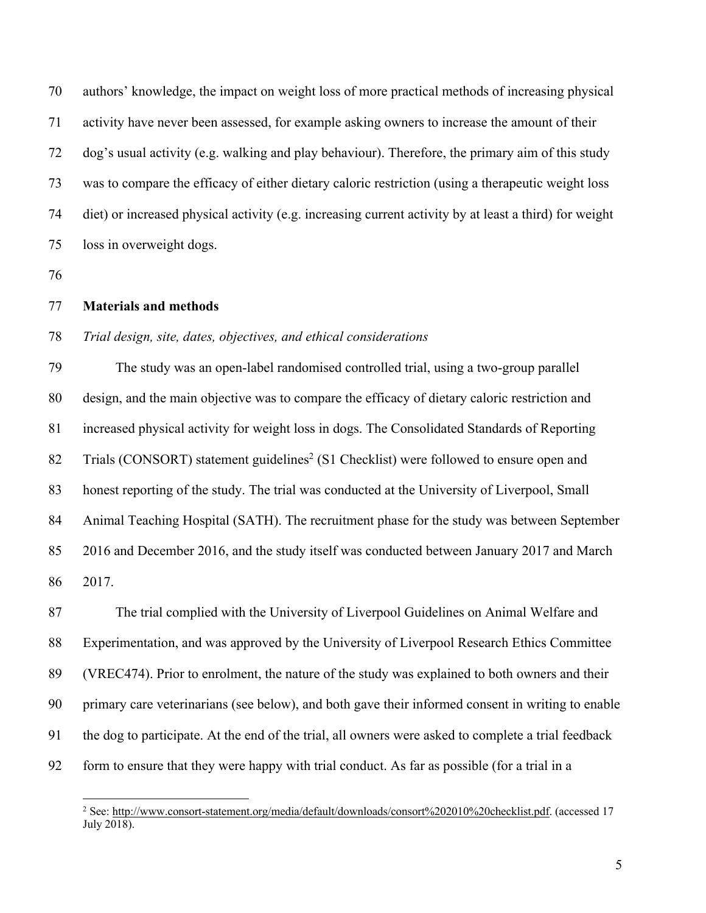authors' knowledge, the impact on weight loss of more practical methods of increasing physical activity have never been assessed, for example asking owners to increase the amount of their dog's usual activity (e.g. walking and play behaviour). Therefore, the primary aim of this study was to compare the efficacy of either dietary caloric restriction (using a therapeutic weight loss diet) or increased physical activity (e.g. increasing current activity by at least a third) for weight loss in overweight dogs.

## Materials and methods

### *Trial design, site, dates, objectives, and ethical considerations*

The study was an open-label randomised controlled trial, using a two-group parallel design, and the main objective was to compare the efficacy of dietary caloric restriction and increased physical activity for weight loss in dogs. The Consolidated Standards of Reporting Trials (CONSORT) statement guidelines[2] (S1 Checklist) were followed to ensure open and honest reporting of the study. The trial was conducted at the University of Liverpool, Small Animal Teaching Hospital (SATH). The recruitment phase for the study was between September 2016 and December 2016, and the study itself was conducted between January 2017 and March 2017.

The trial complied with the University of Liverpool Guidelines on Animal Welfare and Experimentation, and was approved by the University of Liverpool Research Ethics Committee (VREC474). Prior to enrolment, the nature of the study was explained to both owners and their primary care veterinarians (see below), and both gave their informed consent in writing to enable the dog to participate. At the end of the trial, all owners were asked to complete a trial feedback form to ensure that they were happy with trial conduct. As far as possible (for a trial in a

[2] See: http://www.consort-statement.org/media/default/downloads/consort%202010%20checklist.pdf. (accessed 17 July 2018).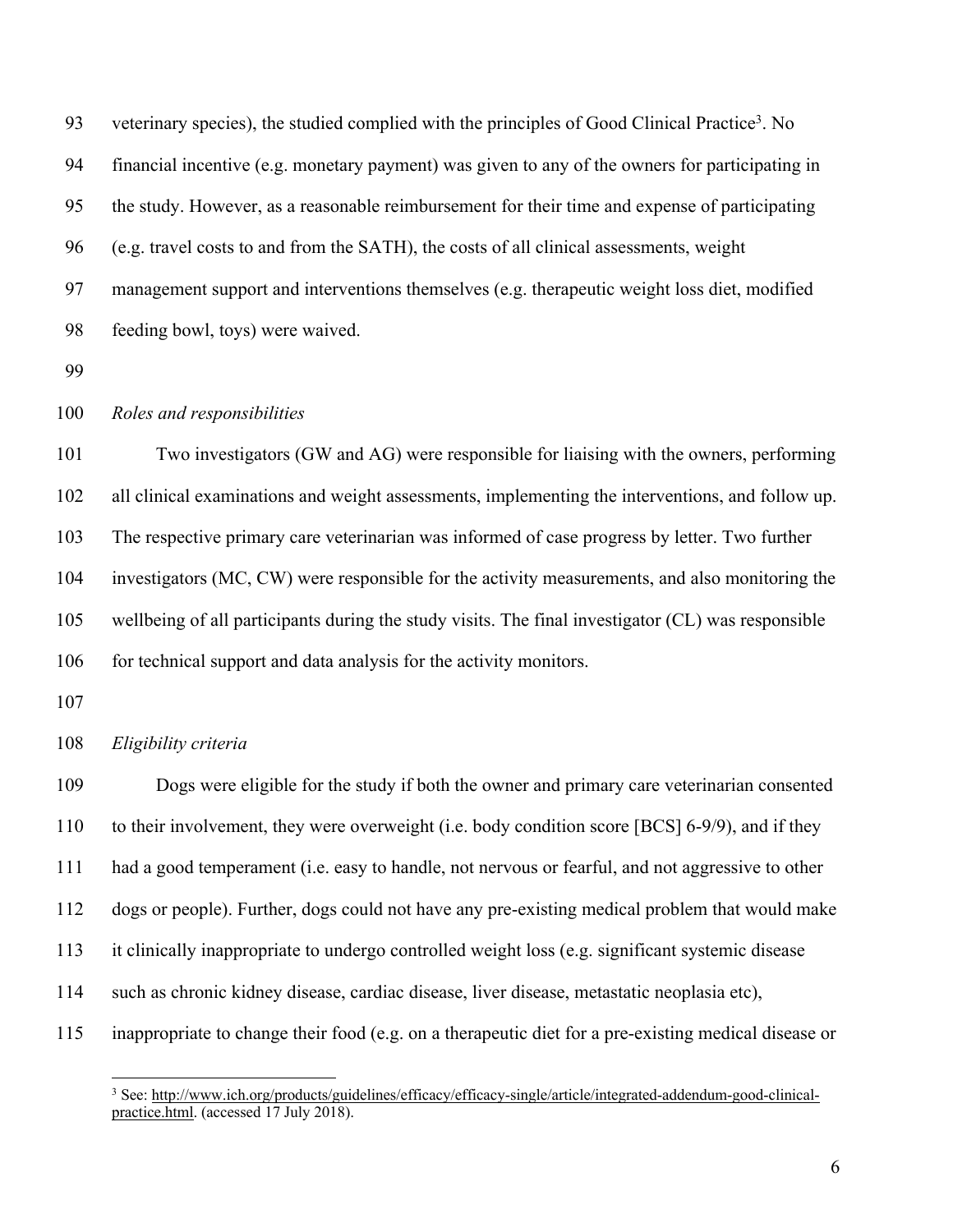veterinary species), the studied complied with the principles of Good Clinical Practice[3]. No financial incentive (e.g. monetary payment) was given to any of the owners for participating in the study. However, as a reasonable reimbursement for their time and expense of participating (e.g. travel costs to and from the SATH), the costs of all clinical assessments, weight management support and interventions themselves (e.g. therapeutic weight loss diet, modified feeding bowl, toys) were waived.

*Roles and responsibilities*

Two investigators (GW and AG) were responsible for liaising with the owners, performing all clinical examinations and weight assessments, implementing the interventions, and follow up. The respective primary care veterinarian was informed of case progress by letter. Two further investigators (MC, CW) were responsible for the activity measurements, and also monitoring the wellbeing of all participants during the study visits. The final investigator (CL) was responsible for technical support and data analysis for the activity monitors.

*Eligibility criteria*

Dogs were eligible for the study if both the owner and primary care veterinarian consented to their involvement, they were overweight (i.e. body condition score [BCS] 6-9/9), and if they had a good temperament (i.e. easy to handle, not nervous or fearful, and not aggressive to other dogs or people). Further, dogs could not have any pre-existing medical problem that would make it clinically inappropriate to undergo controlled weight loss (e.g. significant systemic disease such as chronic kidney disease, cardiac disease, liver disease, metastatic neoplasia etc), inappropriate to change their food (e.g. on a therapeutic diet for a pre-existing medical disease or

[3] See: http://www.ich.org/products/guidelines/efficacy/efficacy-single/article/integrated-addendum-good-clinical-practice.html. (accessed 17 July 2018).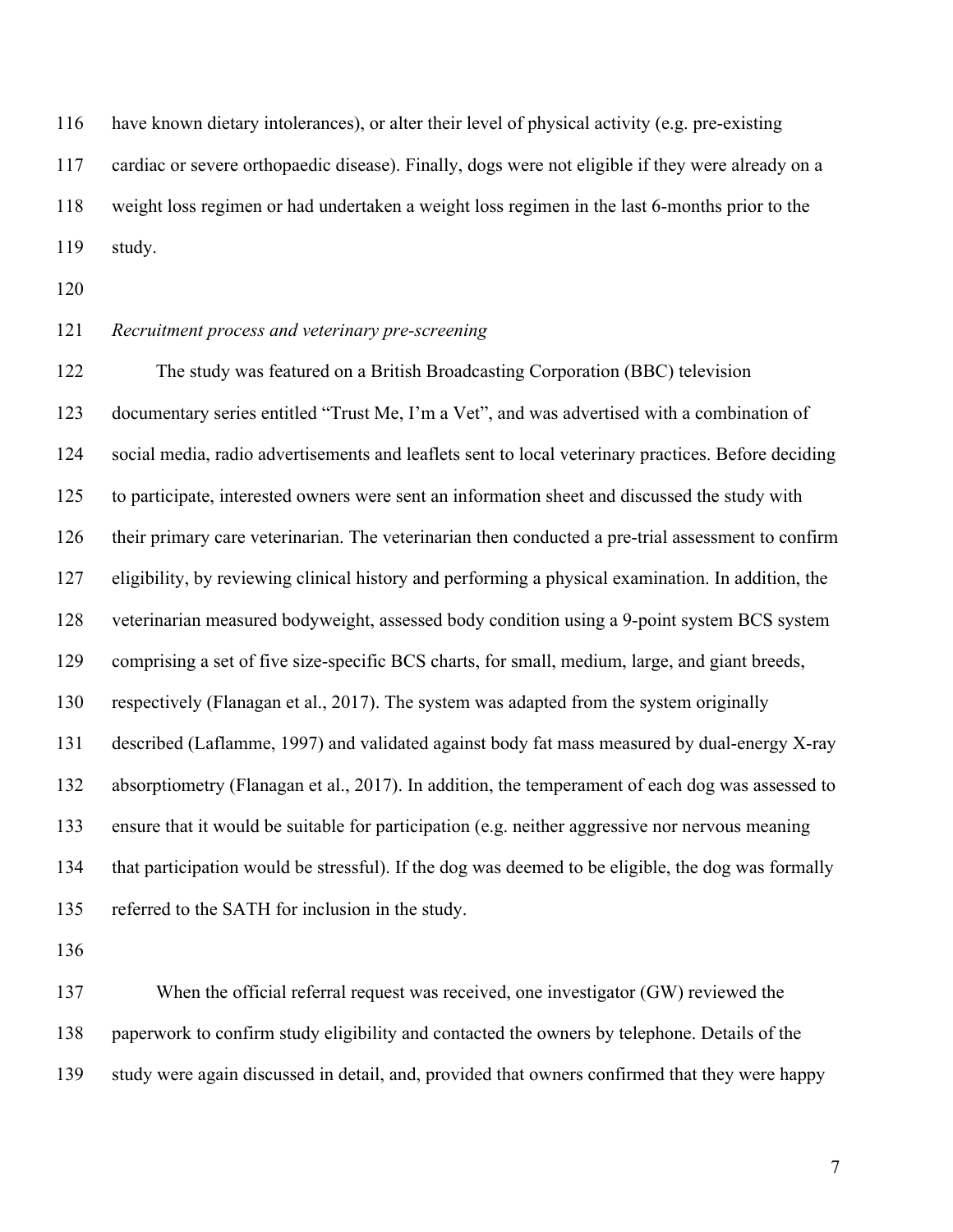have known dietary intolerances), or alter their level of physical activity (e.g. pre-existing cardiac or severe orthopaedic disease). Finally, dogs were not eligible if they were already on a weight loss regimen or had undertaken a weight loss regimen in the last 6-months prior to the study.

*Recruitment process and veterinary pre-screening*

The study was featured on a British Broadcasting Corporation (BBC) television documentary series entitled "Trust Me, I'm a Vet", and was advertised with a combination of social media, radio advertisements and leaflets sent to local veterinary practices. Before deciding to participate, interested owners were sent an information sheet and discussed the study with their primary care veterinarian. The veterinarian then conducted a pre-trial assessment to confirm eligibility, by reviewing clinical history and performing a physical examination. In addition, the veterinarian measured bodyweight, assessed body condition using a 9-point system BCS system comprising a set of five size-specific BCS charts, for small, medium, large, and giant breeds, respectively (Flanagan et al., 2017). The system was adapted from the system originally described (Laflamme, 1997) and validated against body fat mass measured by dual-energy X-ray absorptiometry (Flanagan et al., 2017). In addition, the temperament of each dog was assessed to ensure that it would be suitable for participation (e.g. neither aggressive nor nervous meaning that participation would be stressful). If the dog was deemed to be eligible, the dog was formally referred to the SATH for inclusion in the study.

When the official referral request was received, one investigator (GW) reviewed the paperwork to confirm study eligibility and contacted the owners by telephone. Details of the study were again discussed in detail, and, provided that owners confirmed that they were happy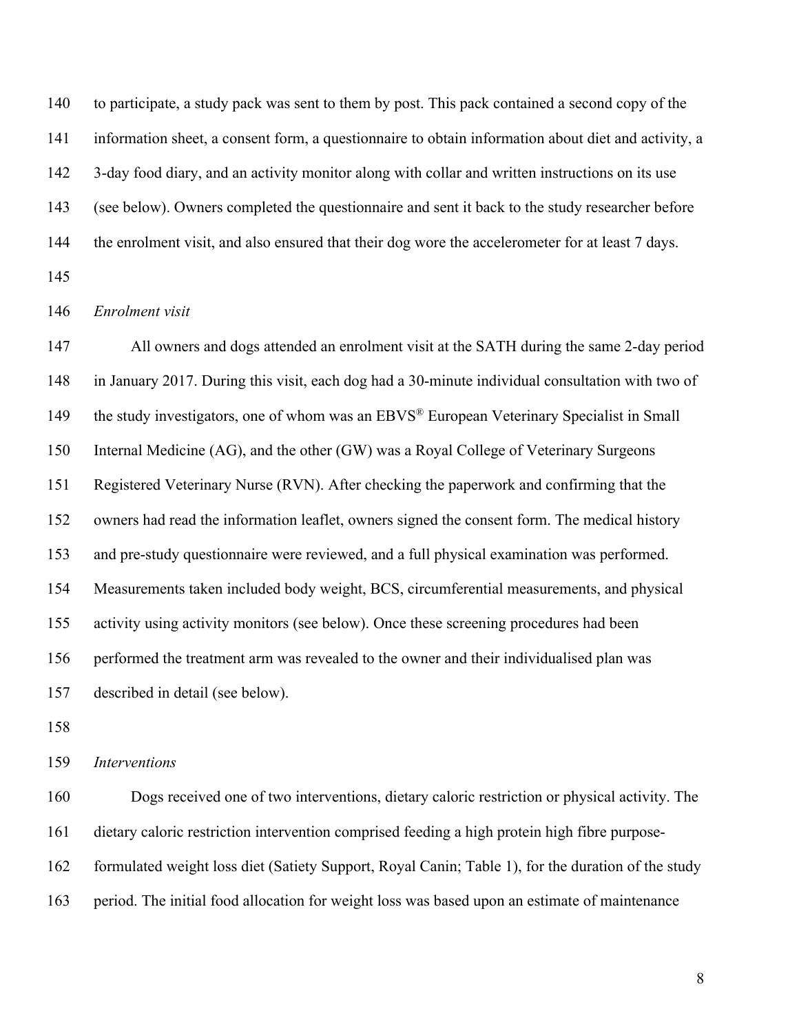to participate, a study pack was sent to them by post. This pack contained a second copy of the information sheet, a consent form, a questionnaire to obtain information about diet and activity, a 3-day food diary, and an activity monitor along with collar and written instructions on its use (see below). Owners completed the questionnaire and sent it back to the study researcher before the enrolment visit, and also ensured that their dog wore the accelerometer for at least 7 days.

*Enrolment visit*

All owners and dogs attended an enrolment visit at the SATH during the same 2-day period in January 2017. During this visit, each dog had a 30-minute individual consultation with two of the study investigators, one of whom was an EBVS® European Veterinary Specialist in Small Internal Medicine (AG), and the other (GW) was a Royal College of Veterinary Surgeons Registered Veterinary Nurse (RVN). After checking the paperwork and confirming that the owners had read the information leaflet, owners signed the consent form. The medical history and pre-study questionnaire were reviewed, and a full physical examination was performed. Measurements taken included body weight, BCS, circumferential measurements, and physical activity using activity monitors (see below). Once these screening procedures had been performed the treatment arm was revealed to the owner and their individualised plan was described in detail (see below).

*Interventions*

Dogs received one of two interventions, dietary caloric restriction or physical activity. The dietary caloric restriction intervention comprised feeding a high protein high fibre purpose-formulated weight loss diet (Satiety Support, Royal Canin; Table 1), for the duration of the study period. The initial food allocation for weight loss was based upon an estimate of maintenance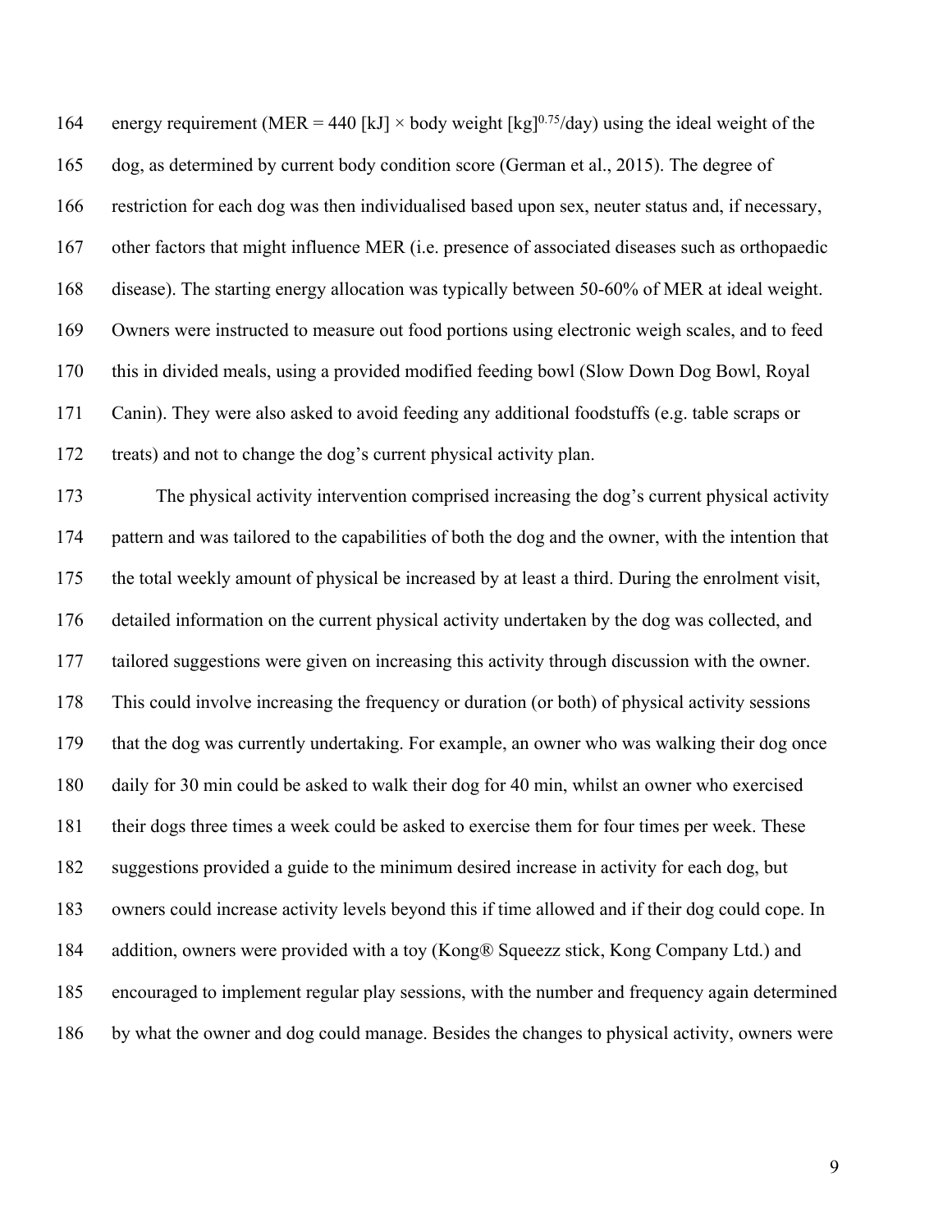energy requirement (MER = 440 [kJ] × body weight [kg]$^{0.75}$/day) using the ideal weight of the dog, as determined by current body condition score (German et al., 2015). The degree of restriction for each dog was then individualised based upon sex, neuter status and, if necessary, other factors that might influence MER (i.e. presence of associated diseases such as orthopaedic disease). The starting energy allocation was typically between 50-60% of MER at ideal weight. Owners were instructed to measure out food portions using electronic weigh scales, and to feed this in divided meals, using a provided modified feeding bowl (Slow Down Dog Bowl, Royal Canin). They were also asked to avoid feeding any additional foodstuffs (e.g. table scraps or treats) and not to change the dog's current physical activity plan.

The physical activity intervention comprised increasing the dog's current physical activity pattern and was tailored to the capabilities of both the dog and the owner, with the intention that the total weekly amount of physical be increased by at least a third. During the enrolment visit, detailed information on the current physical activity undertaken by the dog was collected, and tailored suggestions were given on increasing this activity through discussion with the owner. This could involve increasing the frequency or duration (or both) of physical activity sessions that the dog was currently undertaking. For example, an owner who was walking their dog once daily for 30 min could be asked to walk their dog for 40 min, whilst an owner who exercised their dogs three times a week could be asked to exercise them for four times per week. These suggestions provided a guide to the minimum desired increase in activity for each dog, but owners could increase activity levels beyond this if time allowed and if their dog could cope. In addition, owners were provided with a toy (Kong® Squeezz stick, Kong Company Ltd.) and encouraged to implement regular play sessions, with the number and frequency again determined by what the owner and dog could manage. Besides the changes to physical activity, owners were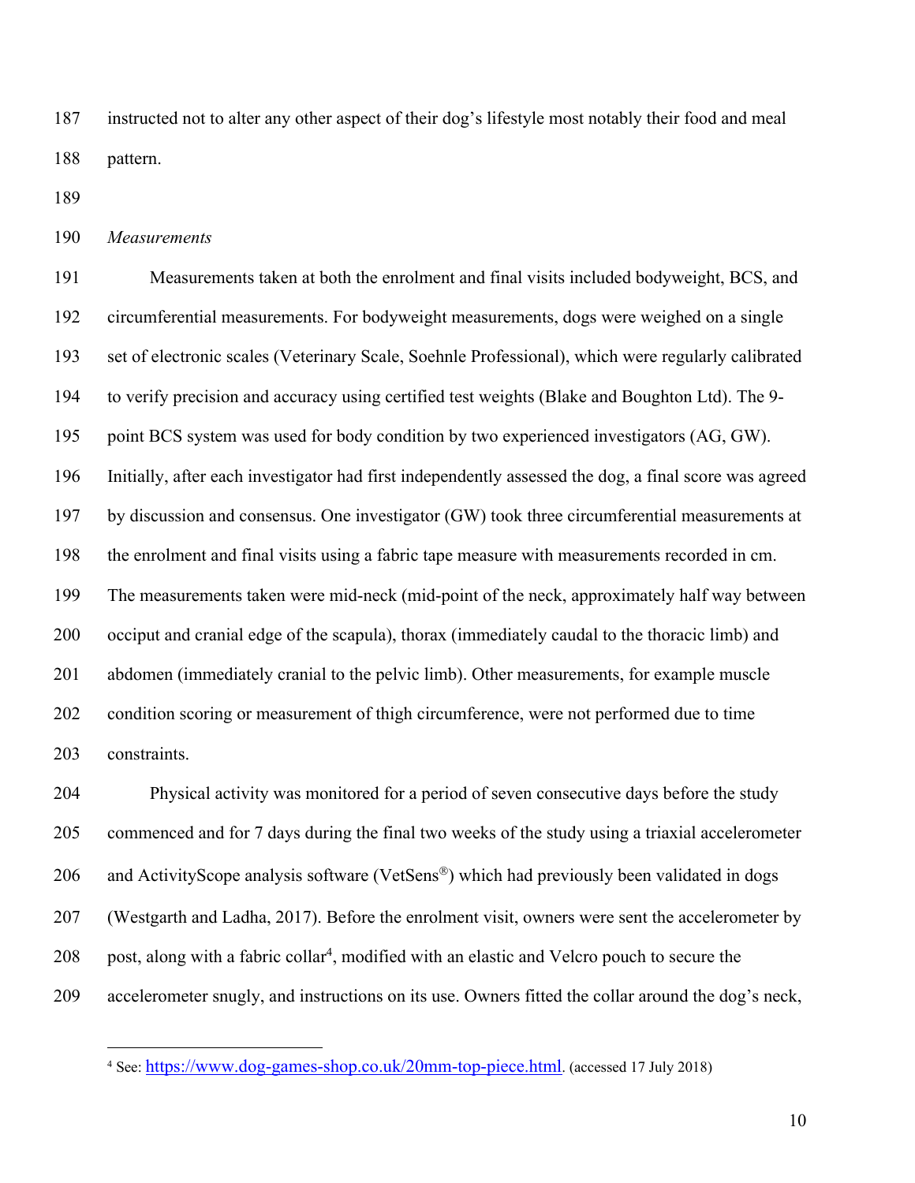instructed not to alter any other aspect of their dog's lifestyle most notably their food and meal pattern.

*Measurements*

Measurements taken at both the enrolment and final visits included bodyweight, BCS, and circumferential measurements. For bodyweight measurements, dogs were weighed on a single set of electronic scales (Veterinary Scale, Soehnle Professional), which were regularly calibrated to verify precision and accuracy using certified test weights (Blake and Boughton Ltd). The 9-point BCS system was used for body condition by two experienced investigators (AG, GW). Initially, after each investigator had first independently assessed the dog, a final score was agreed by discussion and consensus. One investigator (GW) took three circumferential measurements at the enrolment and final visits using a fabric tape measure with measurements recorded in cm. The measurements taken were mid-neck (mid-point of the neck, approximately half way between occiput and cranial edge of the scapula), thorax (immediately caudal to the thoracic limb) and abdomen (immediately cranial to the pelvic limb). Other measurements, for example muscle condition scoring or measurement of thigh circumference, were not performed due to time constraints.

Physical activity was monitored for a period of seven consecutive days before the study commenced and for 7 days during the final two weeks of the study using a triaxial accelerometer and ActivityScope analysis software (VetSens®) which had previously been validated in dogs (Westgarth and Ladha, 2017). Before the enrolment visit, owners were sent the accelerometer by post, along with a fabric collar[4], modified with an elastic and Velcro pouch to secure the accelerometer snugly, and instructions on its use. Owners fitted the collar around the dog's neck,

[4] See: https://www.dog-games-shop.co.uk/20mm-top-piece.html. (accessed 17 July 2018)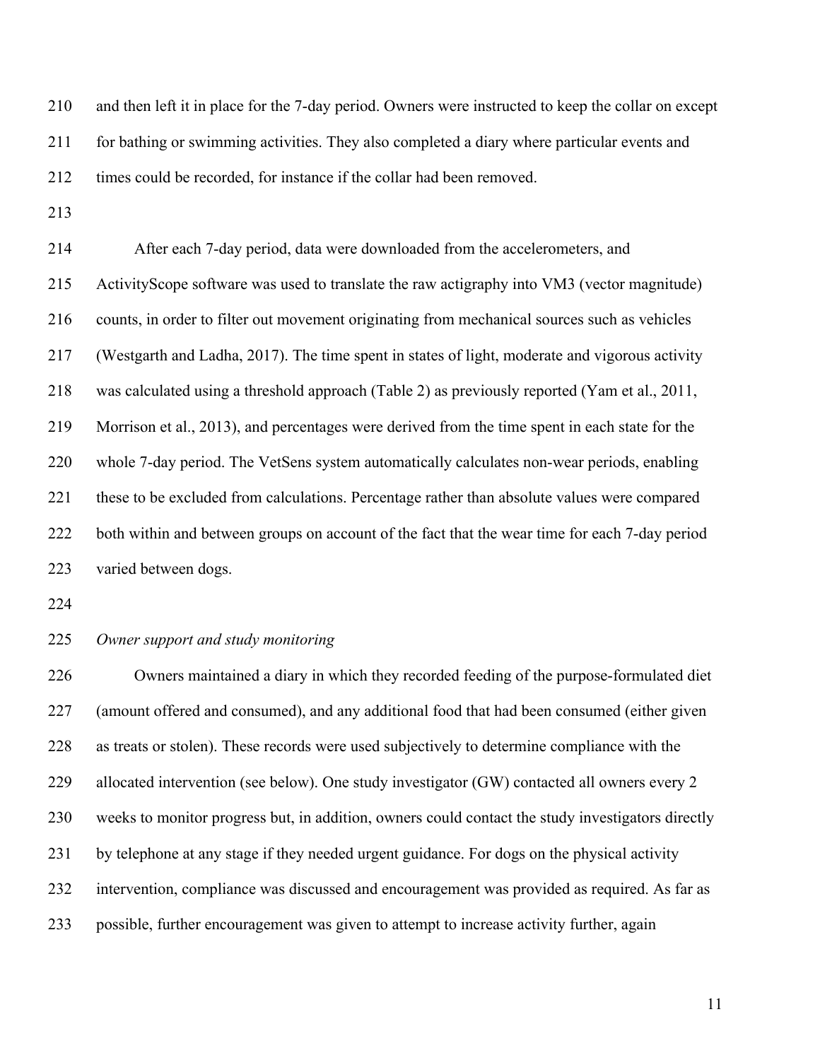and then left it in place for the 7-day period. Owners were instructed to keep the collar on except for bathing or swimming activities. They also completed a diary where particular events and times could be recorded, for instance if the collar had been removed.

After each 7-day period, data were downloaded from the accelerometers, and ActivityScope software was used to translate the raw actigraphy into VM3 (vector magnitude) counts, in order to filter out movement originating from mechanical sources such as vehicles (Westgarth and Ladha, 2017). The time spent in states of light, moderate and vigorous activity was calculated using a threshold approach (Table 2) as previously reported (Yam et al., 2011, Morrison et al., 2013), and percentages were derived from the time spent in each state for the whole 7-day period. The VetSens system automatically calculates non-wear periods, enabling these to be excluded from calculations. Percentage rather than absolute values were compared both within and between groups on account of the fact that the wear time for each 7-day period varied between dogs.

*Owner support and study monitoring*

Owners maintained a diary in which they recorded feeding of the purpose-formulated diet (amount offered and consumed), and any additional food that had been consumed (either given as treats or stolen). These records were used subjectively to determine compliance with the allocated intervention (see below). One study investigator (GW) contacted all owners every 2 weeks to monitor progress but, in addition, owners could contact the study investigators directly by telephone at any stage if they needed urgent guidance. For dogs on the physical activity intervention, compliance was discussed and encouragement was provided as required. As far as possible, further encouragement was given to attempt to increase activity further, again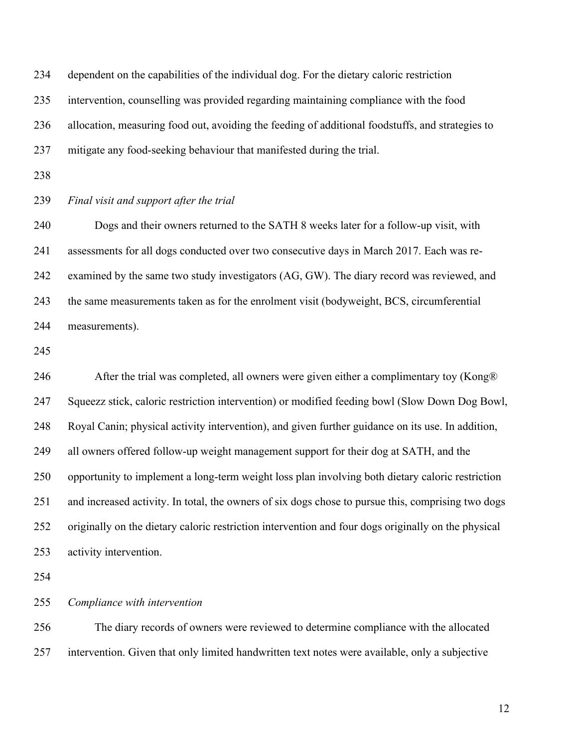dependent on the capabilities of the individual dog. For the dietary caloric restriction intervention, counselling was provided regarding maintaining compliance with the food allocation, measuring food out, avoiding the feeding of additional foodstuffs, and strategies to mitigate any food-seeking behaviour that manifested during the trial.

*Final visit and support after the trial*

Dogs and their owners returned to the SATH 8 weeks later for a follow-up visit, with assessments for all dogs conducted over two consecutive days in March 2017. Each was re-examined by the same two study investigators (AG, GW). The diary record was reviewed, and the same measurements taken as for the enrolment visit (bodyweight, BCS, circumferential measurements).

After the trial was completed, all owners were given either a complimentary toy (Kong® Squeezz stick, caloric restriction intervention) or modified feeding bowl (Slow Down Dog Bowl, Royal Canin; physical activity intervention), and given further guidance on its use. In addition, all owners offered follow-up weight management support for their dog at SATH, and the opportunity to implement a long-term weight loss plan involving both dietary caloric restriction and increased activity. In total, the owners of six dogs chose to pursue this, comprising two dogs originally on the dietary caloric restriction intervention and four dogs originally on the physical activity intervention.

*Compliance with intervention*

The diary records of owners were reviewed to determine compliance with the allocated intervention. Given that only limited handwritten text notes were available, only a subjective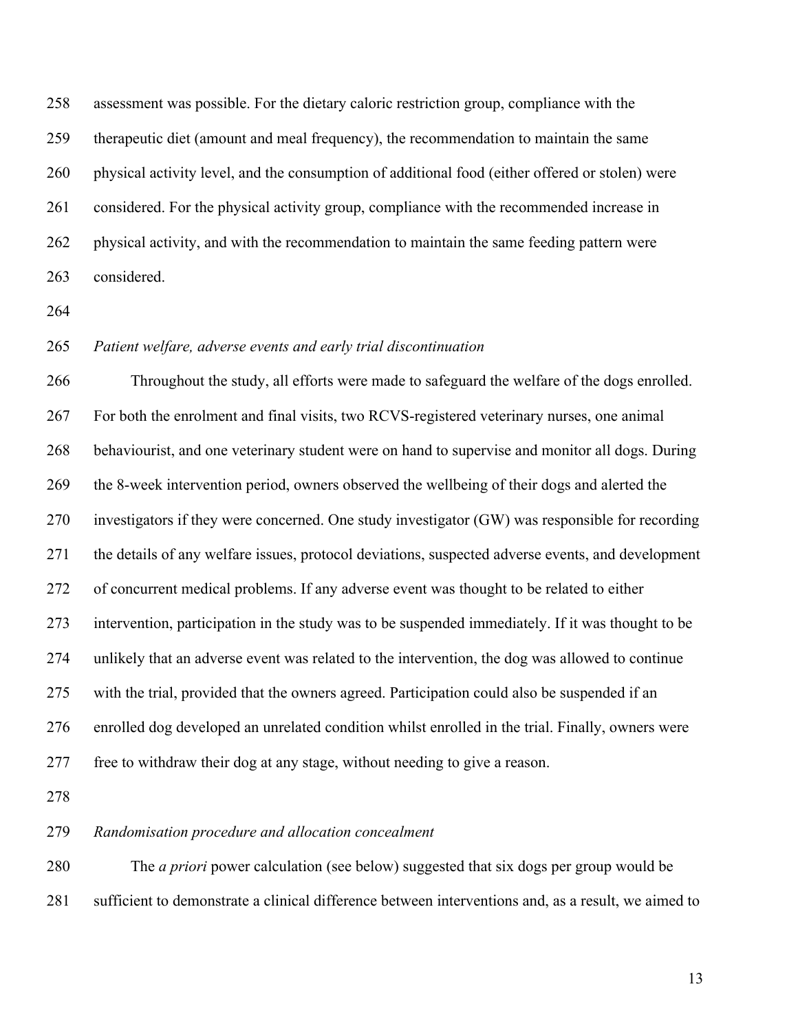assessment was possible. For the dietary caloric restriction group, compliance with the therapeutic diet (amount and meal frequency), the recommendation to maintain the same physical activity level, and the consumption of additional food (either offered or stolen) were considered. For the physical activity group, compliance with the recommended increase in physical activity, and with the recommendation to maintain the same feeding pattern were considered.

*Patient welfare, adverse events and early trial discontinuation*

Throughout the study, all efforts were made to safeguard the welfare of the dogs enrolled. For both the enrolment and final visits, two RCVS-registered veterinary nurses, one animal behaviourist, and one veterinary student were on hand to supervise and monitor all dogs. During the 8-week intervention period, owners observed the wellbeing of their dogs and alerted the investigators if they were concerned. One study investigator (GW) was responsible for recording the details of any welfare issues, protocol deviations, suspected adverse events, and development of concurrent medical problems. If any adverse event was thought to be related to either intervention, participation in the study was to be suspended immediately. If it was thought to be unlikely that an adverse event was related to the intervention, the dog was allowed to continue with the trial, provided that the owners agreed. Participation could also be suspended if an enrolled dog developed an unrelated condition whilst enrolled in the trial. Finally, owners were free to withdraw their dog at any stage, without needing to give a reason.

*Randomisation procedure and allocation concealment*

The *a priori* power calculation (see below) suggested that six dogs per group would be sufficient to demonstrate a clinical difference between interventions and, as a result, we aimed to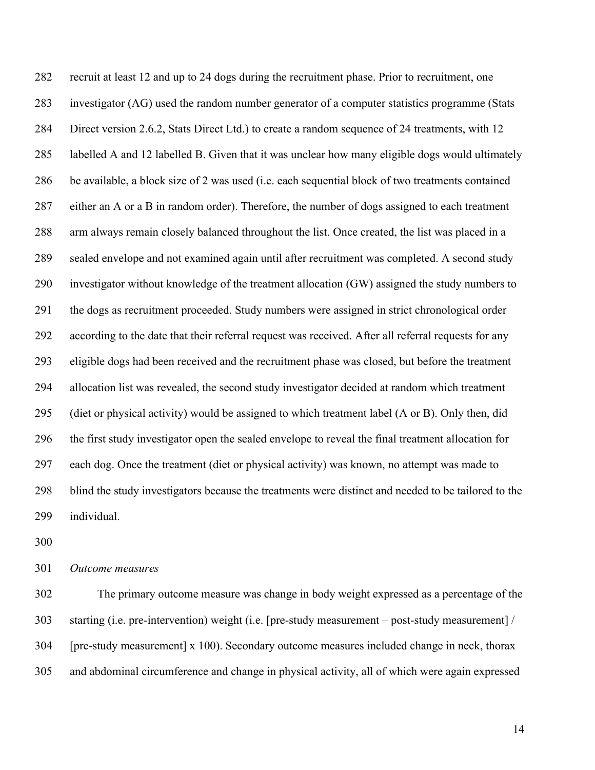recruit at least 12 and up to 24 dogs during the recruitment phase. Prior to recruitment, one investigator (AG) used the random number generator of a computer statistics programme (Stats Direct version 2.6.2, Stats Direct Ltd.) to create a random sequence of 24 treatments, with 12 labelled A and 12 labelled B. Given that it was unclear how many eligible dogs would ultimately be available, a block size of 2 was used (i.e. each sequential block of two treatments contained either an A or a B in random order). Therefore, the number of dogs assigned to each treatment arm always remain closely balanced throughout the list. Once created, the list was placed in a sealed envelope and not examined again until after recruitment was completed. A second study investigator without knowledge of the treatment allocation (GW) assigned the study numbers to the dogs as recruitment proceeded. Study numbers were assigned in strict chronological order according to the date that their referral request was received. After all referral requests for any eligible dogs had been received and the recruitment phase was closed, but before the treatment allocation list was revealed, the second study investigator decided at random which treatment (diet or physical activity) would be assigned to which treatment label (A or B). Only then, did the first study investigator open the sealed envelope to reveal the final treatment allocation for each dog. Once the treatment (diet or physical activity) was known, no attempt was made to blind the study investigators because the treatments were distinct and needed to be tailored to the individual.

*Outcome measures*

The primary outcome measure was change in body weight expressed as a percentage of the starting (i.e. pre-intervention) weight (i.e. [pre-study measurement – post-study measurement] / [pre-study measurement] x 100). Secondary outcome measures included change in neck, thorax and abdominal circumference and change in physical activity, all of which were again expressed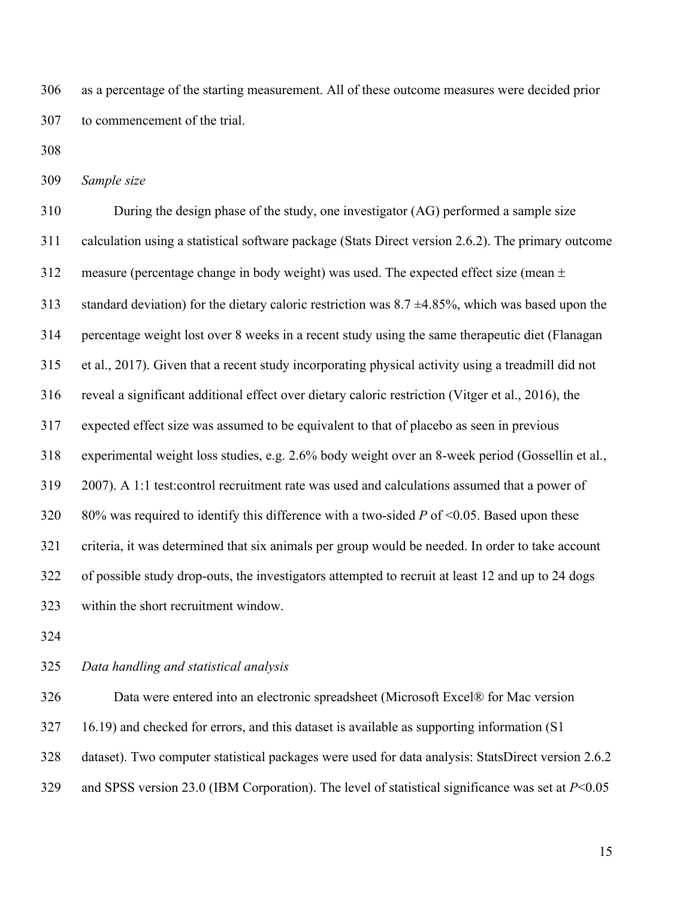as a percentage of the starting measurement. All of these outcome measures were decided prior to commencement of the trial.

*Sample size*

During the design phase of the study, one investigator (AG) performed a sample size calculation using a statistical software package (Stats Direct version 2.6.2). The primary outcome measure (percentage change in body weight) was used. The expected effect size (mean ± standard deviation) for the dietary caloric restriction was 8.7 ±4.85%, which was based upon the percentage weight lost over 8 weeks in a recent study using the same therapeutic diet (Flanagan et al., 2017). Given that a recent study incorporating physical activity using a treadmill did not reveal a significant additional effect over dietary caloric restriction (Vitger et al., 2016), the expected effect size was assumed to be equivalent to that of placebo as seen in previous experimental weight loss studies, e.g. 2.6% body weight over an 8-week period (Gossellin et al., 2007). A 1:1 test:control recruitment rate was used and calculations assumed that a power of 80% was required to identify this difference with a two-sided $P$ of <0.05. Based upon these criteria, it was determined that six animals per group would be needed. In order to take account of possible study drop-outs, the investigators attempted to recruit at least 12 and up to 24 dogs within the short recruitment window.

*Data handling and statistical analysis*

Data were entered into an electronic spreadsheet (Microsoft Excel® for Mac version 16.19) and checked for errors, and this dataset is available as supporting information (S1 dataset). Two computer statistical packages were used for data analysis: StatsDirect version 2.6.2 and SPSS version 23.0 (IBM Corporation). The level of statistical significance was set at $P<0.05$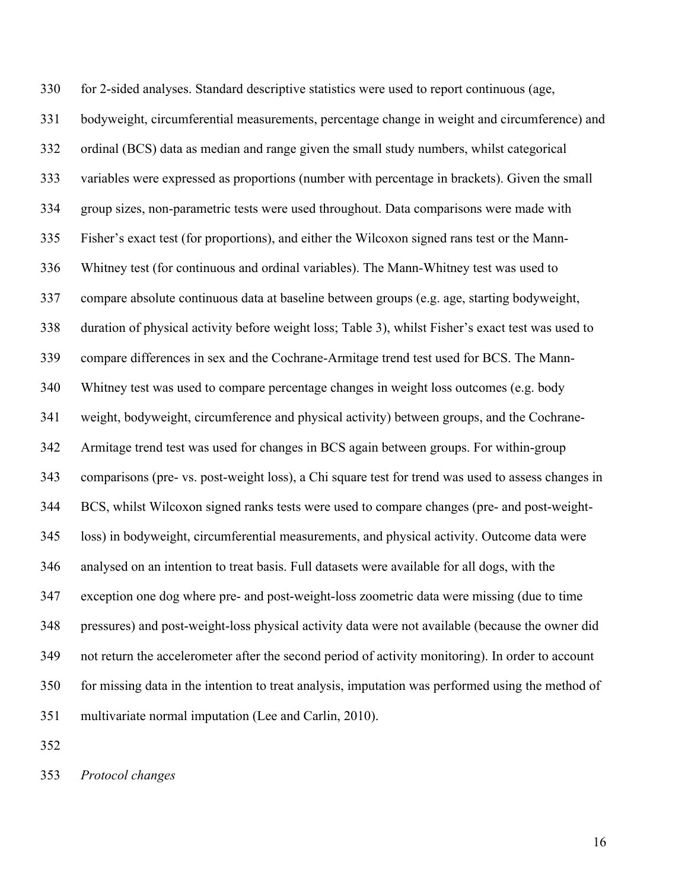for 2-sided analyses. Standard descriptive statistics were used to report continuous (age, bodyweight, circumferential measurements, percentage change in weight and circumference) and ordinal (BCS) data as median and range given the small study numbers, whilst categorical variables were expressed as proportions (number with percentage in brackets). Given the small group sizes, non-parametric tests were used throughout. Data comparisons were made with Fisher's exact test (for proportions), and either the Wilcoxon signed rans test or the Mann-Whitney test (for continuous and ordinal variables). The Mann-Whitney test was used to compare absolute continuous data at baseline between groups (e.g. age, starting bodyweight, duration of physical activity before weight loss; Table 3), whilst Fisher's exact test was used to compare differences in sex and the Cochrane-Armitage trend test used for BCS. The Mann-Whitney test was used to compare percentage changes in weight loss outcomes (e.g. body weight, bodyweight, circumference and physical activity) between groups, and the Cochrane-Armitage trend test was used for changes in BCS again between groups. For within-group comparisons (pre- vs. post-weight loss), a Chi square test for trend was used to assess changes in BCS, whilst Wilcoxon signed ranks tests were used to compare changes (pre- and post-weight-loss) in bodyweight, circumferential measurements, and physical activity. Outcome data were analysed on an intention to treat basis. Full datasets were available for all dogs, with the exception one dog where pre- and post-weight-loss zoometric data were missing (due to time pressures) and post-weight-loss physical activity data were not available (because the owner did not return the accelerometer after the second period of activity monitoring). In order to account for missing data in the intention to treat analysis, imputation was performed using the method of multivariate normal imputation (Lee and Carlin, 2010).

*Protocol changes*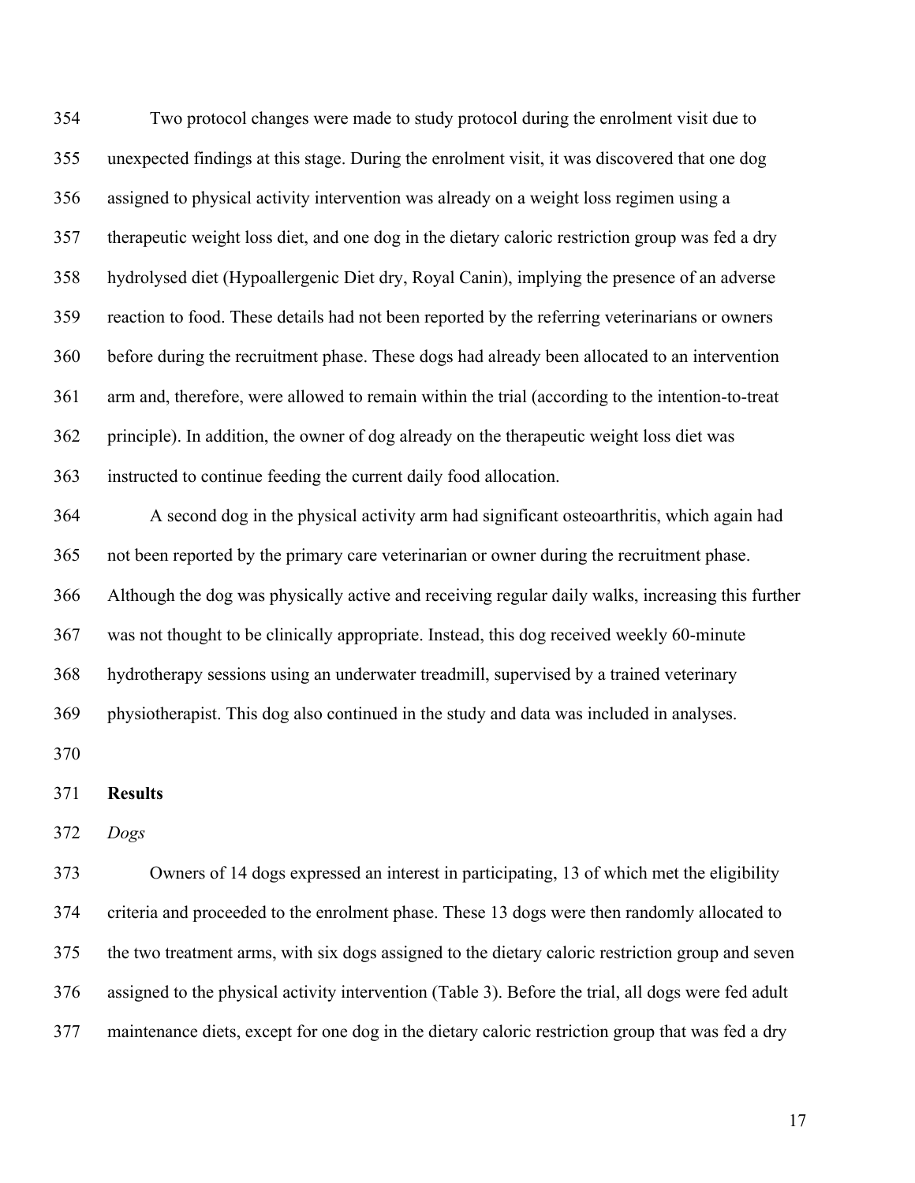Two protocol changes were made to study protocol during the enrolment visit due to unexpected findings at this stage. During the enrolment visit, it was discovered that one dog assigned to physical activity intervention was already on a weight loss regimen using a therapeutic weight loss diet, and one dog in the dietary caloric restriction group was fed a dry hydrolysed diet (Hypoallergenic Diet dry, Royal Canin), implying the presence of an adverse reaction to food. These details had not been reported by the referring veterinarians or owners before during the recruitment phase. These dogs had already been allocated to an intervention arm and, therefore, were allowed to remain within the trial (according to the intention-to-treat principle). In addition, the owner of dog already on the therapeutic weight loss diet was instructed to continue feeding the current daily food allocation.

A second dog in the physical activity arm had significant osteoarthritis, which again had not been reported by the primary care veterinarian or owner during the recruitment phase. Although the dog was physically active and receiving regular daily walks, increasing this further was not thought to be clinically appropriate. Instead, this dog received weekly 60-minute hydrotherapy sessions using an underwater treadmill, supervised by a trained veterinary physiotherapist. This dog also continued in the study and data was included in analyses.

## Results

### *Dogs*

Owners of 14 dogs expressed an interest in participating, 13 of which met the eligibility criteria and proceeded to the enrolment phase. These 13 dogs were then randomly allocated to the two treatment arms, with six dogs assigned to the dietary caloric restriction group and seven assigned to the physical activity intervention (Table 3). Before the trial, all dogs were fed adult maintenance diets, except for one dog in the dietary caloric restriction group that was fed a dry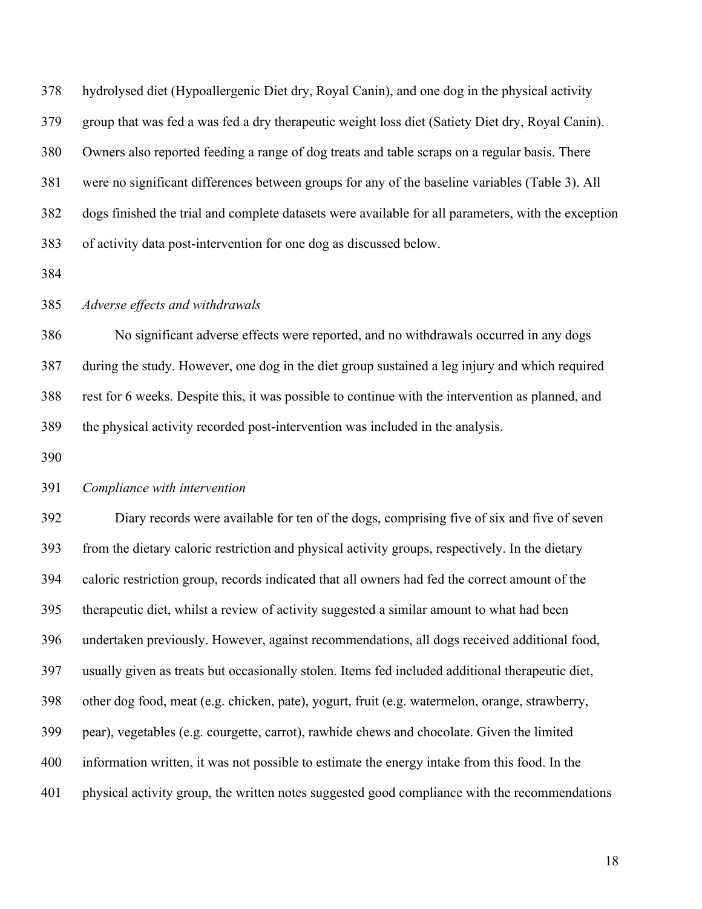hydrolysed diet (Hypoallergenic Diet dry, Royal Canin), and one dog in the physical activity group that was fed a was fed a dry therapeutic weight loss diet (Satiety Diet dry, Royal Canin). Owners also reported feeding a range of dog treats and table scraps on a regular basis. There were no significant differences between groups for any of the baseline variables (Table 3). All dogs finished the trial and complete datasets were available for all parameters, with the exception of activity data post-intervention for one dog as discussed below.

*Adverse effects and withdrawals*

No significant adverse effects were reported, and no withdrawals occurred in any dogs during the study. However, one dog in the diet group sustained a leg injury and which required rest for 6 weeks. Despite this, it was possible to continue with the intervention as planned, and the physical activity recorded post-intervention was included in the analysis.

*Compliance with intervention*

Diary records were available for ten of the dogs, comprising five of six and five of seven from the dietary caloric restriction and physical activity groups, respectively. In the dietary caloric restriction group, records indicated that all owners had fed the correct amount of the therapeutic diet, whilst a review of activity suggested a similar amount to what had been undertaken previously. However, against recommendations, all dogs received additional food, usually given as treats but occasionally stolen. Items fed included additional therapeutic diet, other dog food, meat (e.g. chicken, pate), yogurt, fruit (e.g. watermelon, orange, strawberry, pear), vegetables (e.g. courgette, carrot), rawhide chews and chocolate. Given the limited information written, it was not possible to estimate the energy intake from this food. In the physical activity group, the written notes suggested good compliance with the recommendations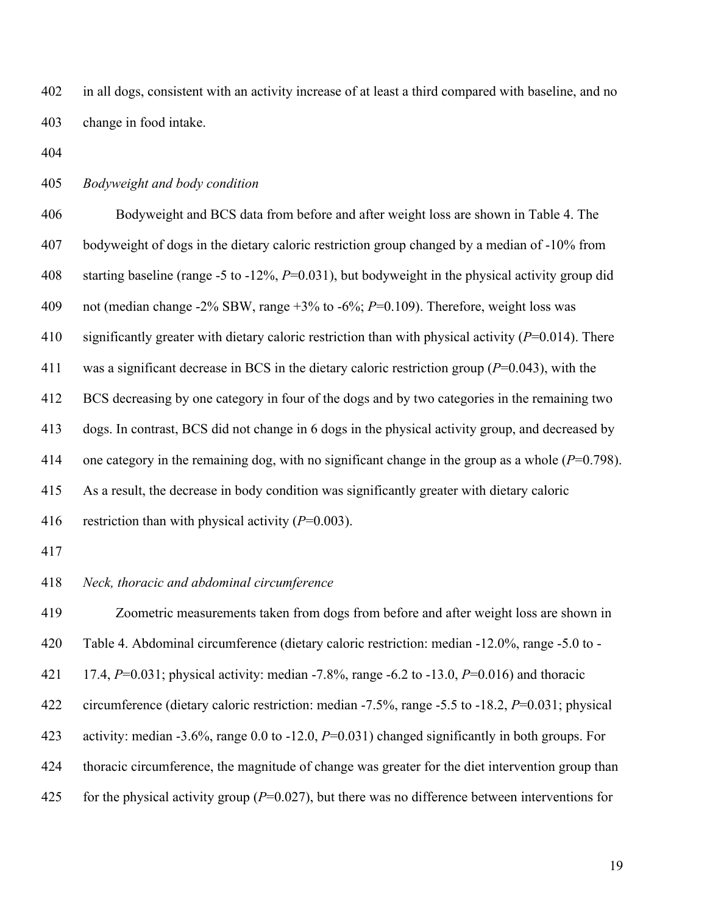in all dogs, consistent with an activity increase of at least a third compared with baseline, and no change in food intake.

*Bodyweight and body condition*

Bodyweight and BCS data from before and after weight loss are shown in Table 4. The bodyweight of dogs in the dietary caloric restriction group changed by a median of -10% from starting baseline (range -5 to -12%, $P$=0.031), but bodyweight in the physical activity group did not (median change -2% SBW, range +3% to -6%; $P$=0.109). Therefore, weight loss was significantly greater with dietary caloric restriction than with physical activity ($P$=0.014). There was a significant decrease in BCS in the dietary caloric restriction group ($P$=0.043), with the BCS decreasing by one category in four of the dogs and by two categories in the remaining two dogs. In contrast, BCS did not change in 6 dogs in the physical activity group, and decreased by one category in the remaining dog, with no significant change in the group as a whole ($P$=0.798). As a result, the decrease in body condition was significantly greater with dietary caloric restriction than with physical activity ($P$=0.003).

*Neck, thoracic and abdominal circumference*

Zoometric measurements taken from dogs from before and after weight loss are shown in Table 4. Abdominal circumference (dietary caloric restriction: median -12.0%, range -5.0 to -17.4, $P$=0.031; physical activity: median -7.8%, range -6.2 to -13.0, $P$=0.016) and thoracic circumference (dietary caloric restriction: median -7.5%, range -5.5 to -18.2, $P$=0.031; physical activity: median -3.6%, range 0.0 to -12.0, $P$=0.031) changed significantly in both groups. For thoracic circumference, the magnitude of change was greater for the diet intervention group than for the physical activity group ($P$=0.027), but there was no difference between interventions for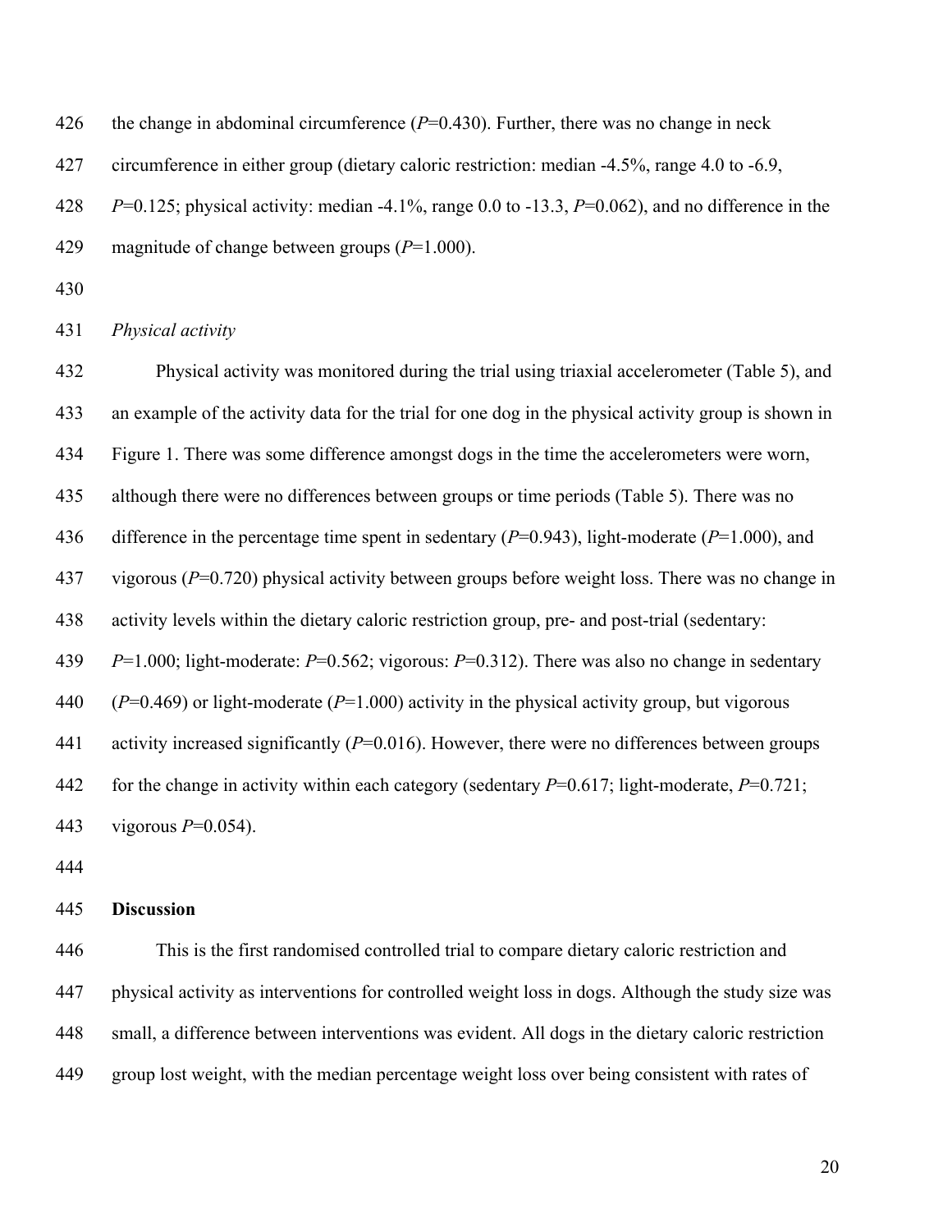the change in abdominal circumference (*P*=0.430). Further, there was no change in neck circumference in either group (dietary caloric restriction: median -4.5%, range 4.0 to -6.9, *P*=0.125; physical activity: median -4.1%, range 0.0 to -13.3, *P*=0.062), and no difference in the magnitude of change between groups (*P*=1.000).

*Physical activity*

Physical activity was monitored during the trial using triaxial accelerometer (Table 5), and an example of the activity data for the trial for one dog in the physical activity group is shown in Figure 1. There was some difference amongst dogs in the time the accelerometers were worn, although there were no differences between groups or time periods (Table 5). There was no difference in the percentage time spent in sedentary (*P*=0.943), light-moderate (*P*=1.000), and vigorous (*P*=0.720) physical activity between groups before weight loss. There was no change in activity levels within the dietary caloric restriction group, pre- and post-trial (sedentary: *P*=1.000; light-moderate: *P*=0.562; vigorous: *P*=0.312). There was also no change in sedentary (*P*=0.469) or light-moderate (*P*=1.000) activity in the physical activity group, but vigorous activity increased significantly (*P*=0.016). However, there were no differences between groups for the change in activity within each category (sedentary *P*=0.617; light-moderate, *P*=0.721; vigorous *P*=0.054).

## Discussion

This is the first randomised controlled trial to compare dietary caloric restriction and physical activity as interventions for controlled weight loss in dogs. Although the study size was small, a difference between interventions was evident. All dogs in the dietary caloric restriction group lost weight, with the median percentage weight loss over being consistent with rates of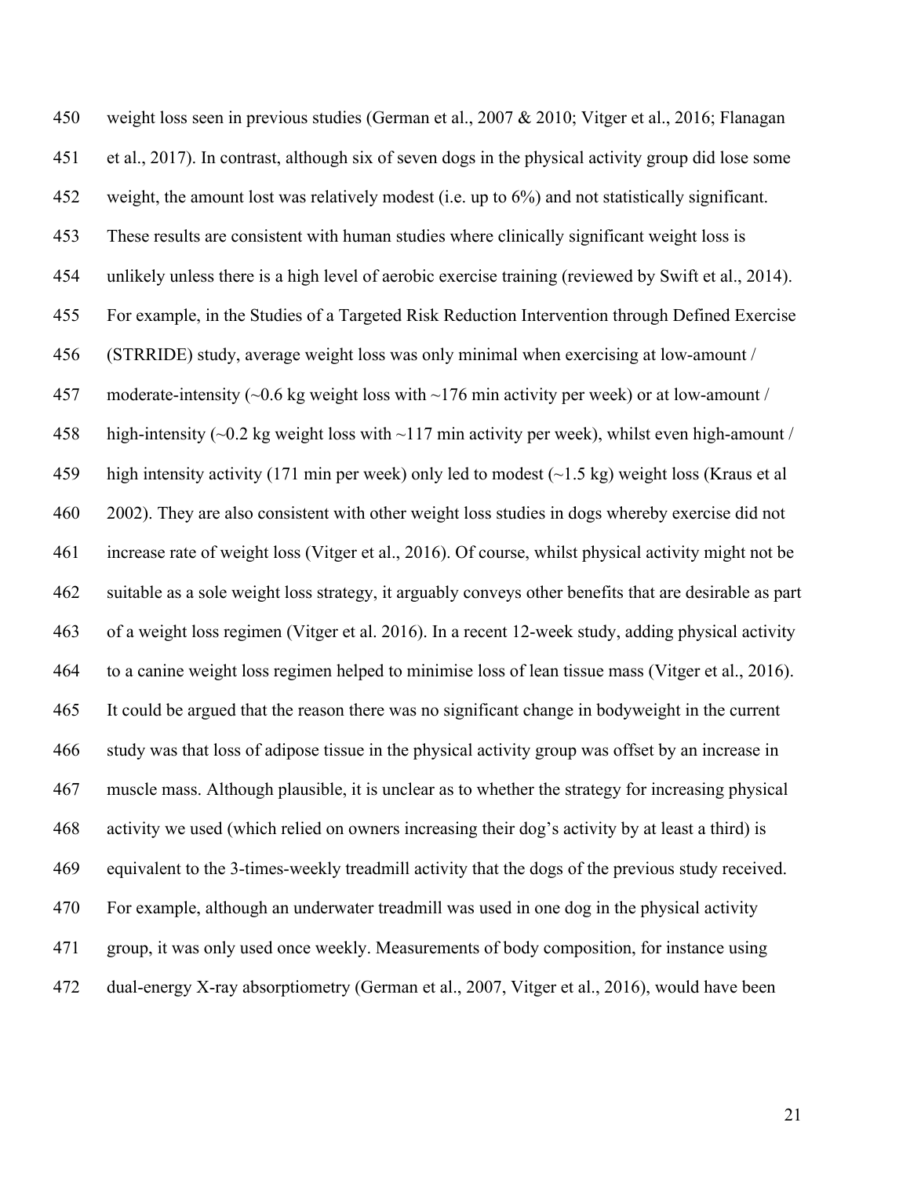weight loss seen in previous studies (German et al., 2007 & 2010; Vitger et al., 2016; Flanagan et al., 2017). In contrast, although six of seven dogs in the physical activity group did lose some weight, the amount lost was relatively modest (i.e. up to 6%) and not statistically significant. These results are consistent with human studies where clinically significant weight loss is unlikely unless there is a high level of aerobic exercise training (reviewed by Swift et al., 2014). For example, in the Studies of a Targeted Risk Reduction Intervention through Defined Exercise (STRRIDE) study, average weight loss was only minimal when exercising at low-amount / moderate-intensity (~0.6 kg weight loss with ~176 min activity per week) or at low-amount / high-intensity (~0.2 kg weight loss with ~117 min activity per week), whilst even high-amount / high intensity activity (171 min per week) only led to modest (~1.5 kg) weight loss (Kraus et al 2002). They are also consistent with other weight loss studies in dogs whereby exercise did not increase rate of weight loss (Vitger et al., 2016). Of course, whilst physical activity might not be suitable as a sole weight loss strategy, it arguably conveys other benefits that are desirable as part of a weight loss regimen (Vitger et al. 2016). In a recent 12-week study, adding physical activity to a canine weight loss regimen helped to minimise loss of lean tissue mass (Vitger et al., 2016). It could be argued that the reason there was no significant change in bodyweight in the current study was that loss of adipose tissue in the physical activity group was offset by an increase in muscle mass. Although plausible, it is unclear as to whether the strategy for increasing physical activity we used (which relied on owners increasing their dog's activity by at least a third) is equivalent to the 3-times-weekly treadmill activity that the dogs of the previous study received. For example, although an underwater treadmill was used in one dog in the physical activity group, it was only used once weekly. Measurements of body composition, for instance using dual-energy X-ray absorptiometry (German et al., 2007, Vitger et al., 2016), would have been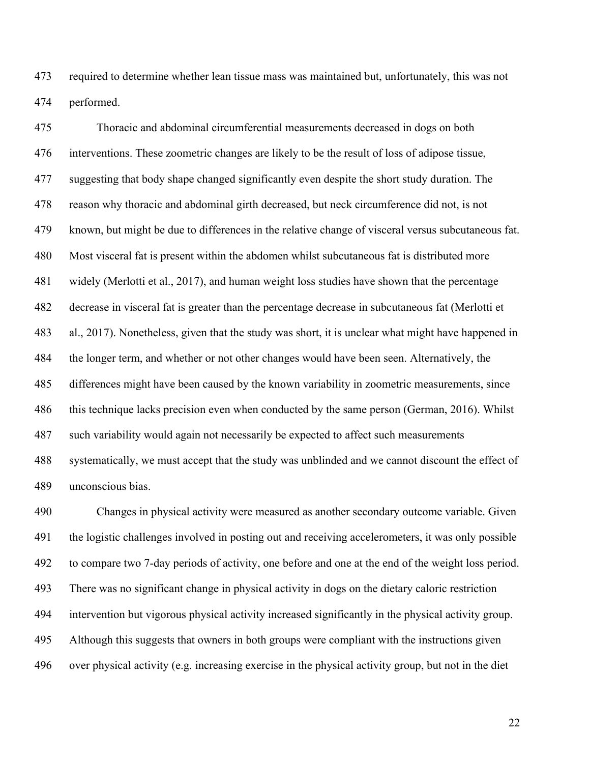required to determine whether lean tissue mass was maintained but, unfortunately, this was not performed.

Thoracic and abdominal circumferential measurements decreased in dogs on both interventions. These zoometric changes are likely to be the result of loss of adipose tissue, suggesting that body shape changed significantly even despite the short study duration. The reason why thoracic and abdominal girth decreased, but neck circumference did not, is not known, but might be due to differences in the relative change of visceral versus subcutaneous fat. Most visceral fat is present within the abdomen whilst subcutaneous fat is distributed more widely (Merlotti et al., 2017), and human weight loss studies have shown that the percentage decrease in visceral fat is greater than the percentage decrease in subcutaneous fat (Merlotti et al., 2017). Nonetheless, given that the study was short, it is unclear what might have happened in the longer term, and whether or not other changes would have been seen. Alternatively, the differences might have been caused by the known variability in zoometric measurements, since this technique lacks precision even when conducted by the same person (German, 2016). Whilst such variability would again not necessarily be expected to affect such measurements systematically, we must accept that the study was unblinded and we cannot discount the effect of unconscious bias.

Changes in physical activity were measured as another secondary outcome variable. Given the logistic challenges involved in posting out and receiving accelerometers, it was only possible to compare two 7-day periods of activity, one before and one at the end of the weight loss period. There was no significant change in physical activity in dogs on the dietary caloric restriction intervention but vigorous physical activity increased significantly in the physical activity group. Although this suggests that owners in both groups were compliant with the instructions given over physical activity (e.g. increasing exercise in the physical activity group, but not in the diet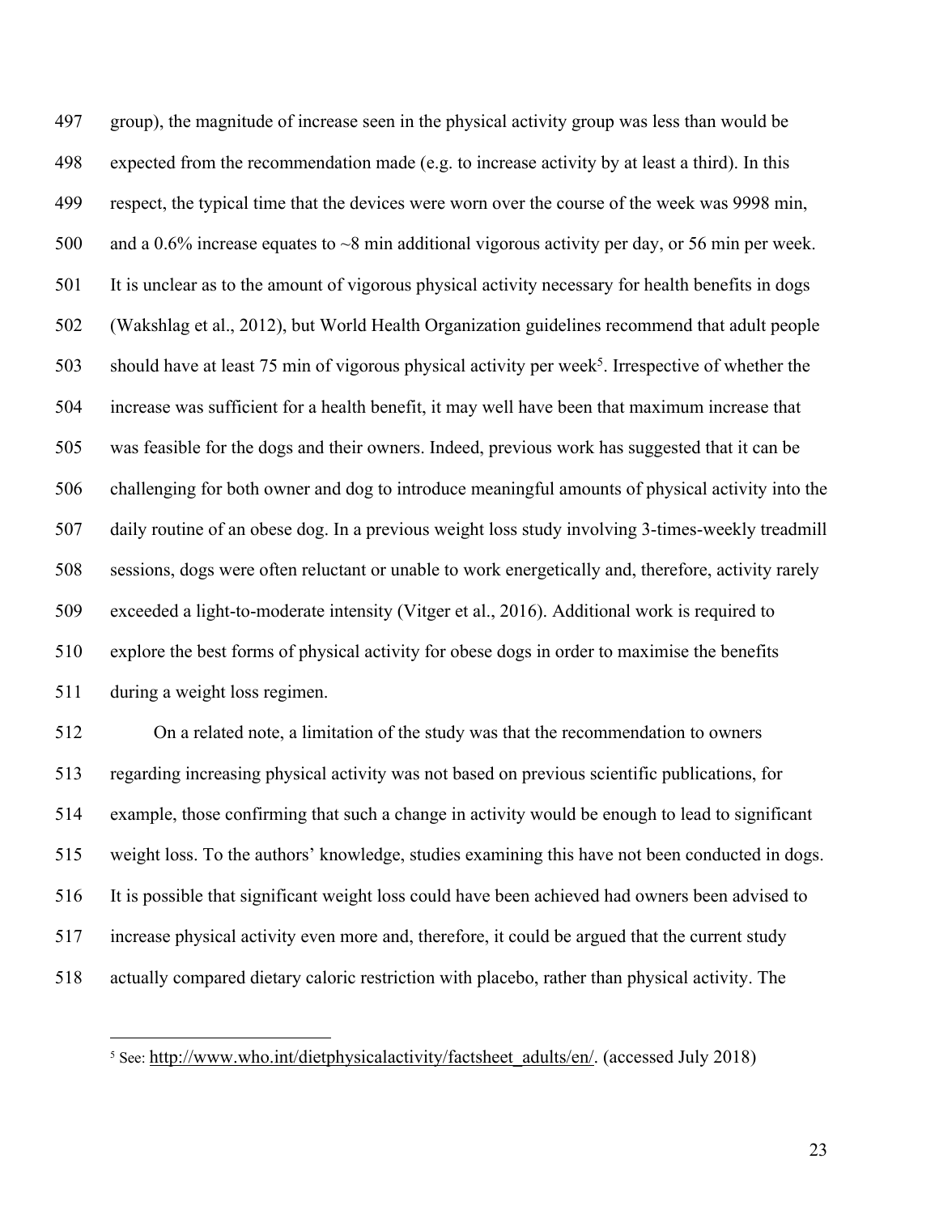group), the magnitude of increase seen in the physical activity group was less than would be expected from the recommendation made (e.g. to increase activity by at least a third). In this respect, the typical time that the devices were worn over the course of the week was 9998 min, and a 0.6% increase equates to ~8 min additional vigorous activity per day, or 56 min per week. It is unclear as to the amount of vigorous physical activity necessary for health benefits in dogs (Wakshlag et al., 2012), but World Health Organization guidelines recommend that adult people should have at least 75 min of vigorous physical activity per week[5]. Irrespective of whether the increase was sufficient for a health benefit, it may well have been that maximum increase that was feasible for the dogs and their owners. Indeed, previous work has suggested that it can be challenging for both owner and dog to introduce meaningful amounts of physical activity into the daily routine of an obese dog. In a previous weight loss study involving 3-times-weekly treadmill sessions, dogs were often reluctant or unable to work energetically and, therefore, activity rarely exceeded a light-to-moderate intensity (Vitger et al., 2016). Additional work is required to explore the best forms of physical activity for obese dogs in order to maximise the benefits during a weight loss regimen.

On a related note, a limitation of the study was that the recommendation to owners regarding increasing physical activity was not based on previous scientific publications, for example, those confirming that such a change in activity would be enough to lead to significant weight loss. To the authors' knowledge, studies examining this have not been conducted in dogs. It is possible that significant weight loss could have been achieved had owners been advised to increase physical activity even more and, therefore, it could be argued that the current study actually compared dietary caloric restriction with placebo, rather than physical activity. The

[5] See: http://www.who.int/dietphysicalactivity/factsheet_adults/en/. (accessed July 2018)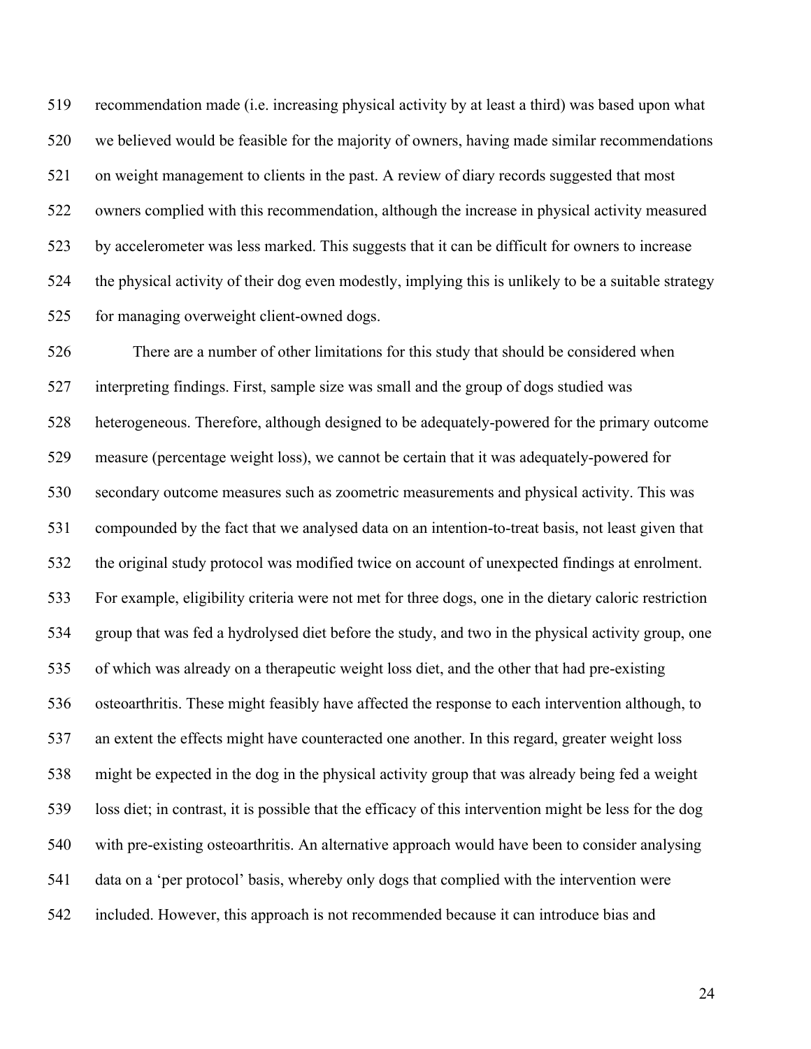recommendation made (i.e. increasing physical activity by at least a third) was based upon what we believed would be feasible for the majority of owners, having made similar recommendations on weight management to clients in the past. A review of diary records suggested that most owners complied with this recommendation, although the increase in physical activity measured by accelerometer was less marked. This suggests that it can be difficult for owners to increase the physical activity of their dog even modestly, implying this is unlikely to be a suitable strategy for managing overweight client-owned dogs.

There are a number of other limitations for this study that should be considered when interpreting findings. First, sample size was small and the group of dogs studied was heterogeneous. Therefore, although designed to be adequately-powered for the primary outcome measure (percentage weight loss), we cannot be certain that it was adequately-powered for secondary outcome measures such as zoometric measurements and physical activity. This was compounded by the fact that we analysed data on an intention-to-treat basis, not least given that the original study protocol was modified twice on account of unexpected findings at enrolment. For example, eligibility criteria were not met for three dogs, one in the dietary caloric restriction group that was fed a hydrolysed diet before the study, and two in the physical activity group, one of which was already on a therapeutic weight loss diet, and the other that had pre-existing osteoarthritis. These might feasibly have affected the response to each intervention although, to an extent the effects might have counteracted one another. In this regard, greater weight loss might be expected in the dog in the physical activity group that was already being fed a weight loss diet; in contrast, it is possible that the efficacy of this intervention might be less for the dog with pre-existing osteoarthritis. An alternative approach would have been to consider analysing data on a 'per protocol' basis, whereby only dogs that complied with the intervention were included. However, this approach is not recommended because it can introduce bias and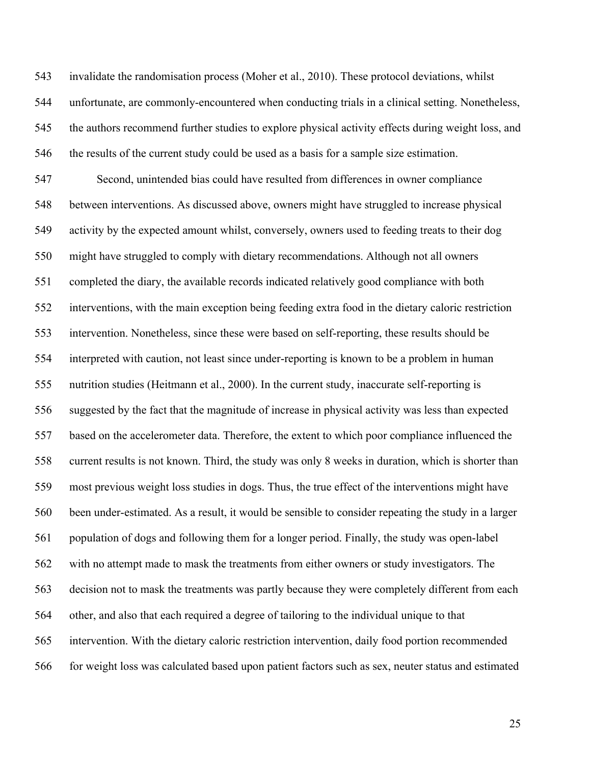invalidate the randomisation process (Moher et al., 2010). These protocol deviations, whilst unfortunate, are commonly-encountered when conducting trials in a clinical setting. Nonetheless, the authors recommend further studies to explore physical activity effects during weight loss, and the results of the current study could be used as a basis for a sample size estimation.

Second, unintended bias could have resulted from differences in owner compliance between interventions. As discussed above, owners might have struggled to increase physical activity by the expected amount whilst, conversely, owners used to feeding treats to their dog might have struggled to comply with dietary recommendations. Although not all owners completed the diary, the available records indicated relatively good compliance with both interventions, with the main exception being feeding extra food in the dietary caloric restriction intervention. Nonetheless, since these were based on self-reporting, these results should be interpreted with caution, not least since under-reporting is known to be a problem in human nutrition studies (Heitmann et al., 2000). In the current study, inaccurate self-reporting is suggested by the fact that the magnitude of increase in physical activity was less than expected based on the accelerometer data. Therefore, the extent to which poor compliance influenced the current results is not known. Third, the study was only 8 weeks in duration, which is shorter than most previous weight loss studies in dogs. Thus, the true effect of the interventions might have been under-estimated. As a result, it would be sensible to consider repeating the study in a larger population of dogs and following them for a longer period. Finally, the study was open-label with no attempt made to mask the treatments from either owners or study investigators. The decision not to mask the treatments was partly because they were completely different from each other, and also that each required a degree of tailoring to the individual unique to that intervention. With the dietary caloric restriction intervention, daily food portion recommended for weight loss was calculated based upon patient factors such as sex, neuter status and estimated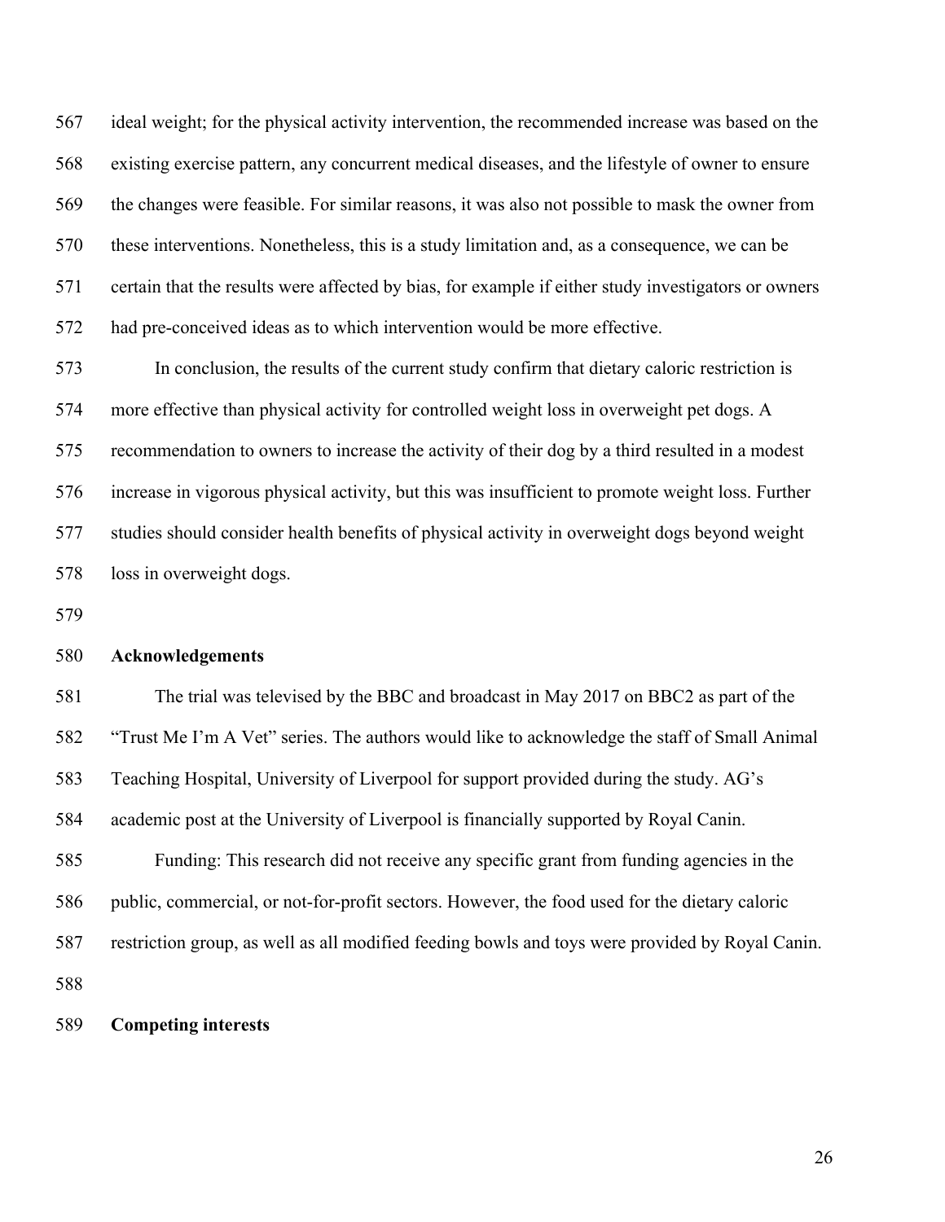ideal weight; for the physical activity intervention, the recommended increase was based on the existing exercise pattern, any concurrent medical diseases, and the lifestyle of owner to ensure the changes were feasible. For similar reasons, it was also not possible to mask the owner from these interventions. Nonetheless, this is a study limitation and, as a consequence, we can be certain that the results were affected by bias, for example if either study investigators or owners had pre-conceived ideas as to which intervention would be more effective.

In conclusion, the results of the current study confirm that dietary caloric restriction is more effective than physical activity for controlled weight loss in overweight pet dogs. A recommendation to owners to increase the activity of their dog by a third resulted in a modest increase in vigorous physical activity, but this was insufficient to promote weight loss. Further studies should consider health benefits of physical activity in overweight dogs beyond weight loss in overweight dogs.

## Acknowledgements

The trial was televised by the BBC and broadcast in May 2017 on BBC2 as part of the "Trust Me I'm A Vet" series. The authors would like to acknowledge the staff of Small Animal Teaching Hospital, University of Liverpool for support provided during the study. AG's academic post at the University of Liverpool is financially supported by Royal Canin.

Funding: This research did not receive any specific grant from funding agencies in the public, commercial, or not-for-profit sectors. However, the food used for the dietary caloric restriction group, as well as all modified feeding bowls and toys were provided by Royal Canin.

## Competing interests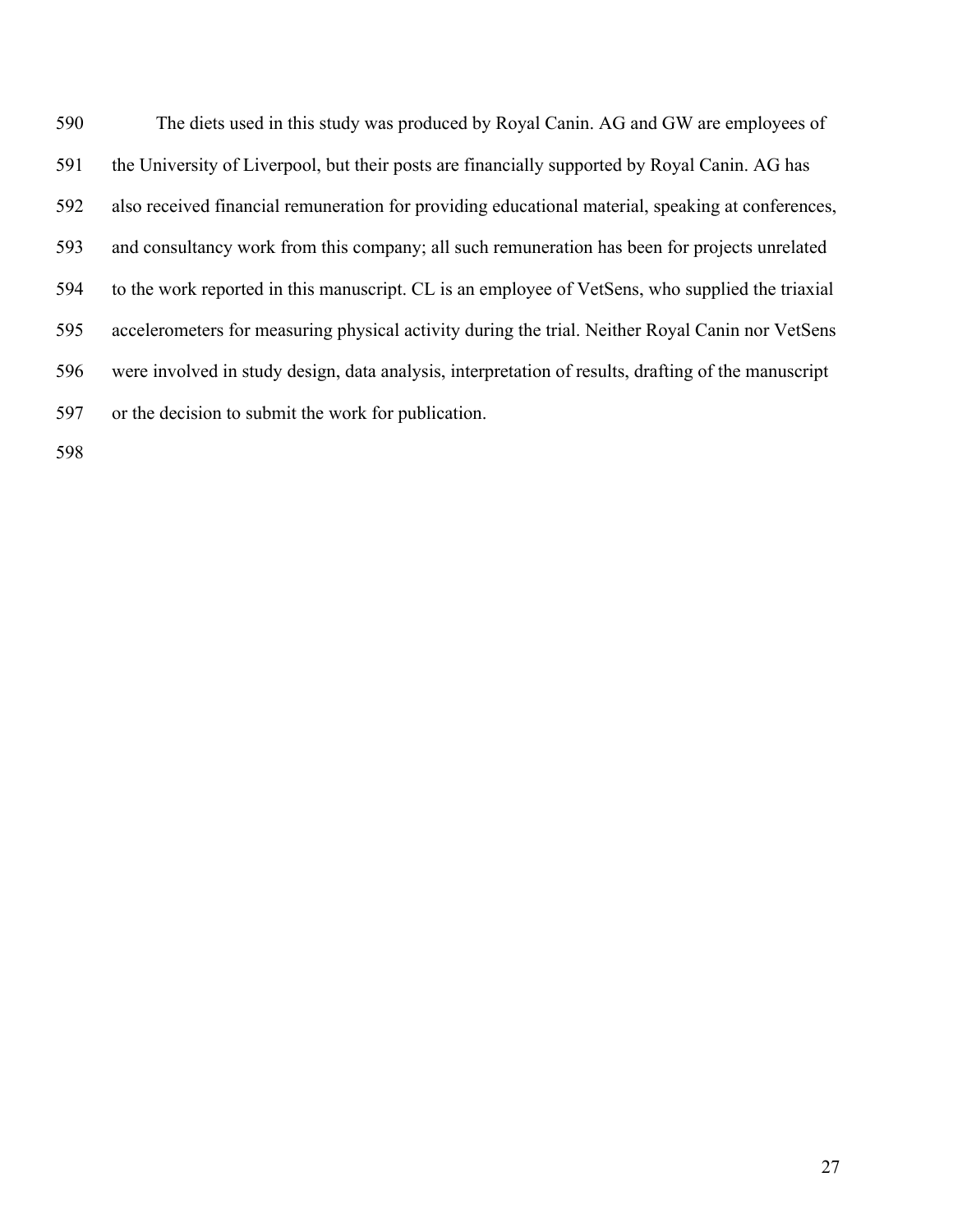The diets used in this study was produced by Royal Canin. AG and GW are employees of the University of Liverpool, but their posts are financially supported by Royal Canin. AG has also received financial remuneration for providing educational material, speaking at conferences, and consultancy work from this company; all such remuneration has been for projects unrelated to the work reported in this manuscript. CL is an employee of VetSens, who supplied the triaxial accelerometers for measuring physical activity during the trial. Neither Royal Canin nor VetSens were involved in study design, data analysis, interpretation of results, drafting of the manuscript or the decision to submit the work for publication.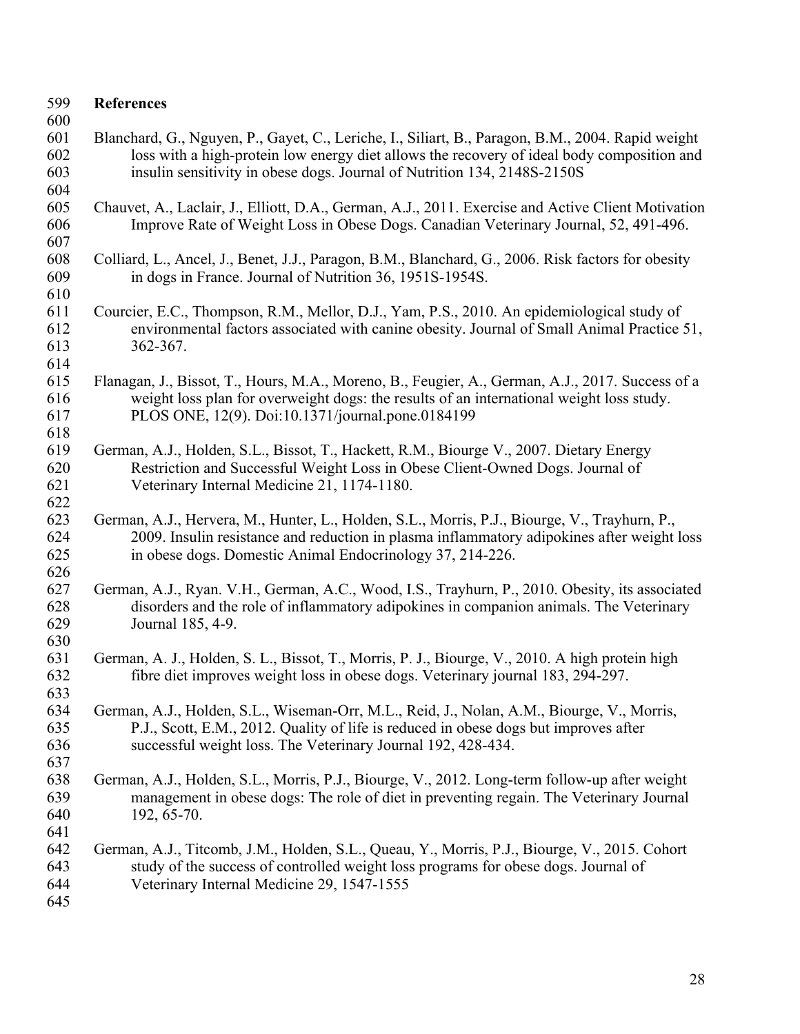## References

Blanchard, G., Nguyen, P., Gayet, C., Leriche, I., Siliart, B., Paragon, B.M., 2004. Rapid weight loss with a high-protein low energy diet allows the recovery of ideal body composition and insulin sensitivity in obese dogs. Journal of Nutrition 134, 2148S-2150S

Chauvet, A., Laclair, J., Elliott, D.A., German, A.J., 2011. Exercise and Active Client Motivation Improve Rate of Weight Loss in Obese Dogs. Canadian Veterinary Journal, 52, 491-496.

Colliard, L., Ancel, J., Benet, J.J., Paragon, B.M., Blanchard, G., 2006. Risk factors for obesity in dogs in France. Journal of Nutrition 36, 1951S-1954S.

Courcier, E.C., Thompson, R.M., Mellor, D.J., Yam, P.S., 2010. An epidemiological study of environmental factors associated with canine obesity. Journal of Small Animal Practice 51, 362-367.

Flanagan, J., Bissot, T., Hours, M.A., Moreno, B., Feugier, A., German, A.J., 2017. Success of a weight loss plan for overweight dogs: the results of an international weight loss study. PLOS ONE, 12(9). Doi:10.1371/journal.pone.0184199

German, A.J., Holden, S.L., Bissot, T., Hackett, R.M., Biourge V., 2007. Dietary Energy Restriction and Successful Weight Loss in Obese Client-Owned Dogs. Journal of Veterinary Internal Medicine 21, 1174-1180.

German, A.J., Hervera, M., Hunter, L., Holden, S.L., Morris, P.J., Biourge, V., Trayhurn, P., 2009. Insulin resistance and reduction in plasma inflammatory adipokines after weight loss in obese dogs. Domestic Animal Endocrinology 37, 214-226.

German, A.J., Ryan. V.H., German, A.C., Wood, I.S., Trayhurn, P., 2010. Obesity, its associated disorders and the role of inflammatory adipokines in companion animals. The Veterinary Journal 185, 4-9.

German, A. J., Holden, S. L., Bissot, T., Morris, P. J., Biourge, V., 2010. A high protein high fibre diet improves weight loss in obese dogs. Veterinary journal 183, 294-297.

German, A.J., Holden, S.L., Wiseman-Orr, M.L., Reid, J., Nolan, A.M., Biourge, V., Morris, P.J., Scott, E.M., 2012. Quality of life is reduced in obese dogs but improves after successful weight loss. The Veterinary Journal 192, 428-434.

German, A.J., Holden, S.L., Morris, P.J., Biourge, V., 2012. Long-term follow-up after weight management in obese dogs: The role of diet in preventing regain. The Veterinary Journal 192, 65-70.

German, A.J., Titcomb, J.M., Holden, S.L., Queau, Y., Morris, P.J., Biourge, V., 2015. Cohort study of the success of controlled weight loss programs for obese dogs. Journal of Veterinary Internal Medicine 29, 1547-1555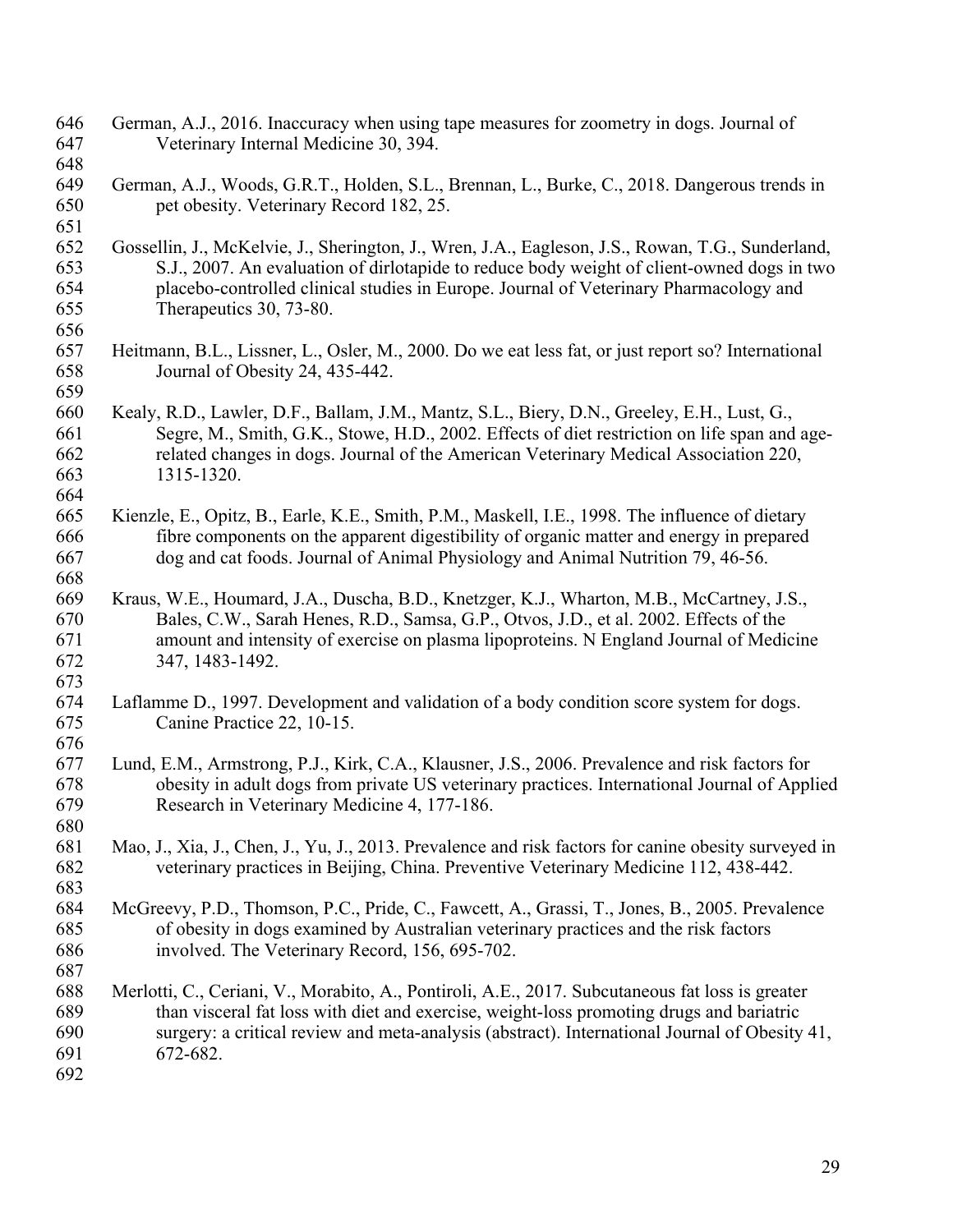German, A.J., 2016. Inaccuracy when using tape measures for zoometry in dogs. Journal of Veterinary Internal Medicine 30, 394.

German, A.J., Woods, G.R.T., Holden, S.L., Brennan, L., Burke, C., 2018. Dangerous trends in pet obesity. Veterinary Record 182, 25.

Gossellin, J., McKelvie, J., Sherington, J., Wren, J.A., Eagleson, J.S., Rowan, T.G., Sunderland, S.J., 2007. An evaluation of dirlotapide to reduce body weight of client-owned dogs in two placebo-controlled clinical studies in Europe. Journal of Veterinary Pharmacology and Therapeutics 30, 73-80.

Heitmann, B.L., Lissner, L., Osler, M., 2000. Do we eat less fat, or just report so? International Journal of Obesity 24, 435-442.

Kealy, R.D., Lawler, D.F., Ballam, J.M., Mantz, S.L., Biery, D.N., Greeley, E.H., Lust, G., Segre, M., Smith, G.K., Stowe, H.D., 2002. Effects of diet restriction on life span and age-related changes in dogs. Journal of the American Veterinary Medical Association 220, 1315-1320.

Kienzle, E., Opitz, B., Earle, K.E., Smith, P.M., Maskell, I.E., 1998. The influence of dietary fibre components on the apparent digestibility of organic matter and energy in prepared dog and cat foods. Journal of Animal Physiology and Animal Nutrition 79, 46-56.

Kraus, W.E., Houmard, J.A., Duscha, B.D., Knetzger, K.J., Wharton, M.B., McCartney, J.S., Bales, C.W., Sarah Henes, R.D., Samsa, G.P., Otvos, J.D., et al. 2002. Effects of the amount and intensity of exercise on plasma lipoproteins. N England Journal of Medicine 347, 1483-1492.

Laflamme D., 1997. Development and validation of a body condition score system for dogs. Canine Practice 22, 10-15.

Lund, E.M., Armstrong, P.J., Kirk, C.A., Klausner, J.S., 2006. Prevalence and risk factors for obesity in adult dogs from private US veterinary practices. International Journal of Applied Research in Veterinary Medicine 4, 177-186.

Mao, J., Xia, J., Chen, J., Yu, J., 2013. Prevalence and risk factors for canine obesity surveyed in veterinary practices in Beijing, China. Preventive Veterinary Medicine 112, 438-442.

McGreevy, P.D., Thomson, P.C., Pride, C., Fawcett, A., Grassi, T., Jones, B., 2005. Prevalence of obesity in dogs examined by Australian veterinary practices and the risk factors involved. The Veterinary Record, 156, 695-702.

Merlotti, C., Ceriani, V., Morabito, A., Pontiroli, A.E., 2017. Subcutaneous fat loss is greater than visceral fat loss with diet and exercise, weight-loss promoting drugs and bariatric surgery: a critical review and meta-analysis (abstract). International Journal of Obesity 41, 672-682.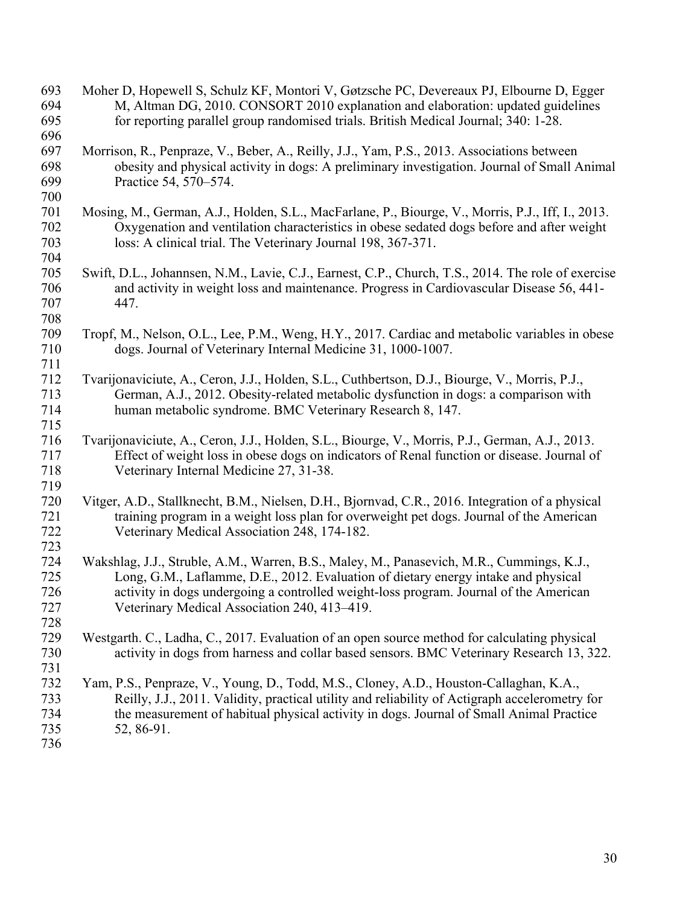Moher D, Hopewell S, Schulz KF, Montori V, Gøtzsche PC, Devereaux PJ, Elbourne D, Egger M, Altman DG, 2010. CONSORT 2010 explanation and elaboration: updated guidelines for reporting parallel group randomised trials. British Medical Journal; 340: 1-28.

Morrison, R., Penpraze, V., Beber, A., Reilly, J.J., Yam, P.S., 2013. Associations between obesity and physical activity in dogs: A preliminary investigation. Journal of Small Animal Practice 54, 570–574.

Mosing, M., German, A.J., Holden, S.L., MacFarlane, P., Biourge, V., Morris, P.J., Iff, I., 2013. Oxygenation and ventilation characteristics in obese sedated dogs before and after weight loss: A clinical trial. The Veterinary Journal 198, 367-371.

Swift, D.L., Johannsen, N.M., Lavie, C.J., Earnest, C.P., Church, T.S., 2014. The role of exercise and activity in weight loss and maintenance. Progress in Cardiovascular Disease 56, 441-447.

Tropf, M., Nelson, O.L., Lee, P.M., Weng, H.Y., 2017. Cardiac and metabolic variables in obese dogs. Journal of Veterinary Internal Medicine 31, 1000-1007.

Tvarijonaviciute, A., Ceron, J.J., Holden, S.L., Cuthbertson, D.J., Biourge, V., Morris, P.J., German, A.J., 2012. Obesity-related metabolic dysfunction in dogs: a comparison with human metabolic syndrome. BMC Veterinary Research 8, 147.

Tvarijonaviciute, A., Ceron, J.J., Holden, S.L., Biourge, V., Morris, P.J., German, A.J., 2013. Effect of weight loss in obese dogs on indicators of Renal function or disease. Journal of Veterinary Internal Medicine 27, 31-38.

Vitger, A.D., Stallknecht, B.M., Nielsen, D.H., Bjornvad, C.R., 2016. Integration of a physical training program in a weight loss plan for overweight pet dogs. Journal of the American Veterinary Medical Association 248, 174-182.

Wakshlag, J.J., Struble, A.M., Warren, B.S., Maley, M., Panasevich, M.R., Cummings, K.J., Long, G.M., Laflamme, D.E., 2012. Evaluation of dietary energy intake and physical activity in dogs undergoing a controlled weight-loss program. Journal of the American Veterinary Medical Association 240, 413–419.

Westgarth. C., Ladha, C., 2017. Evaluation of an open source method for calculating physical activity in dogs from harness and collar based sensors. BMC Veterinary Research 13, 322.

Yam, P.S., Penpraze, V., Young, D., Todd, M.S., Cloney, A.D., Houston-Callaghan, K.A., Reilly, J.J., 2011. Validity, practical utility and reliability of Actigraph accelerometry for the measurement of habitual physical activity in dogs. Journal of Small Animal Practice 52, 86-91.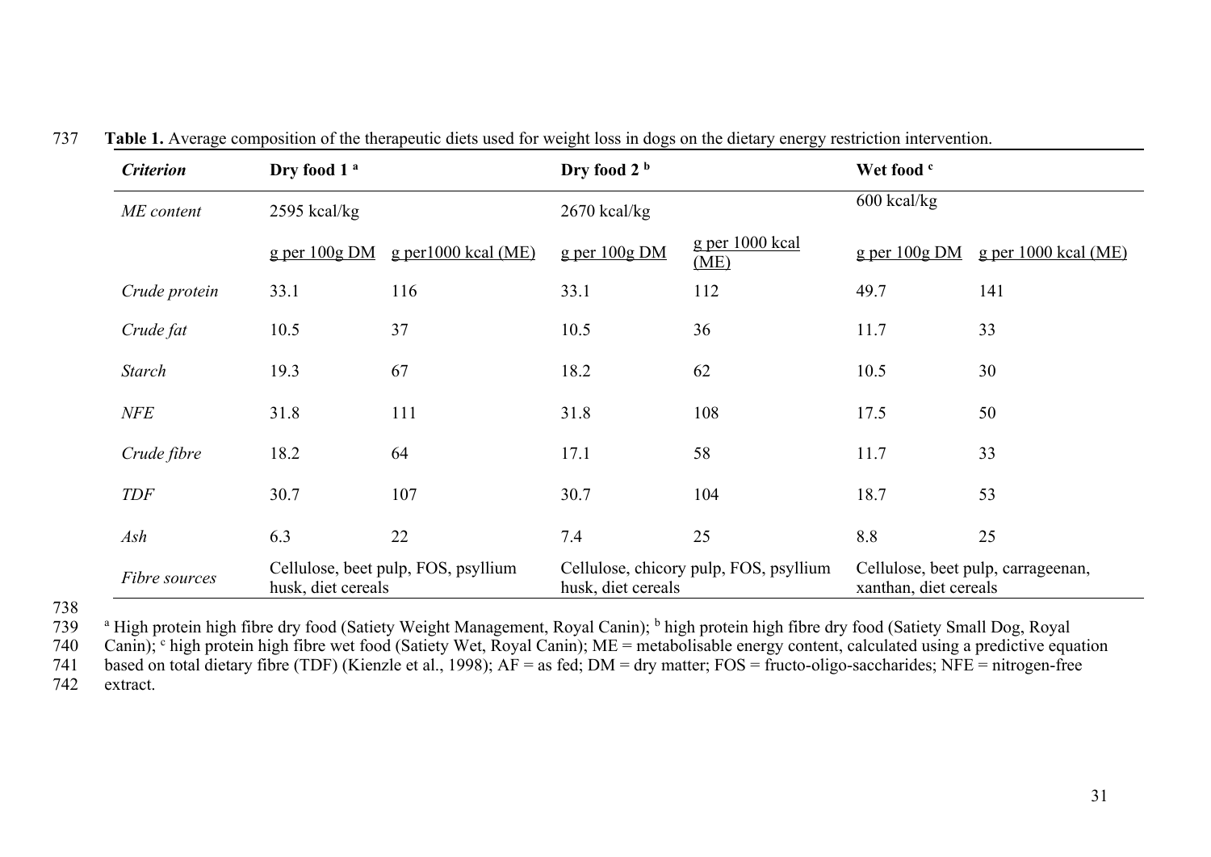**Table 1.** Average composition of the therapeutic diets used for weight loss in dogs on the dietary energy restriction intervention.

| *Criterion* | **Dry food 1** [a] | | **Dry food 2** [b] | | **Wet food** [c] | |
|---|---|---|---|---|---|---|
| *ME content* | 2595 kcal/kg | | 2670 kcal/kg | | 600 kcal/kg | |
| | g per 100g DM | g per1000 kcal (ME) | g per 100g DM | g per 1000 kcal (ME) | g per 100g DM | g per 1000 kcal (ME) |
| *Crude protein* | 33.1 | 116 | 33.1 | 112 | 49.7 | 141 |
| *Crude fat* | 10.5 | 37 | 10.5 | 36 | 11.7 | 33 |
| *Starch* | 19.3 | 67 | 18.2 | 62 | 10.5 | 30 |
| *NFE* | 31.8 | 111 | 31.8 | 108 | 17.5 | 50 |
| *Crude fibre* | 18.2 | 64 | 17.1 | 58 | 11.7 | 33 |
| *TDF* | 30.7 | 107 | 30.7 | 104 | 18.7 | 53 |
| *Ash* | 6.3 | 22 | 7.4 | 25 | 8.8 | 25 |
| *Fibre sources* | Cellulose, beet pulp, FOS, psyllium husk, diet cereals | | Cellulose, chicory pulp, FOS, psyllium husk, diet cereals | | Cellulose, beet pulp, carrageenan, xanthan, diet cereals | |

[a] High protein high fibre dry food (Satiety Weight Management, Royal Canin); [b] high protein high fibre dry food (Satiety Small Dog, Royal Canin); [c] high protein high fibre wet food (Satiety Wet, Royal Canin); ME = metabolisable energy content, calculated using a predictive equation based on total dietary fibre (TDF) (Kienzle et al., 1998); AF = as fed; DM = dry matter; FOS = fructo-oligo-saccharides; NFE = nitrogen-free extract.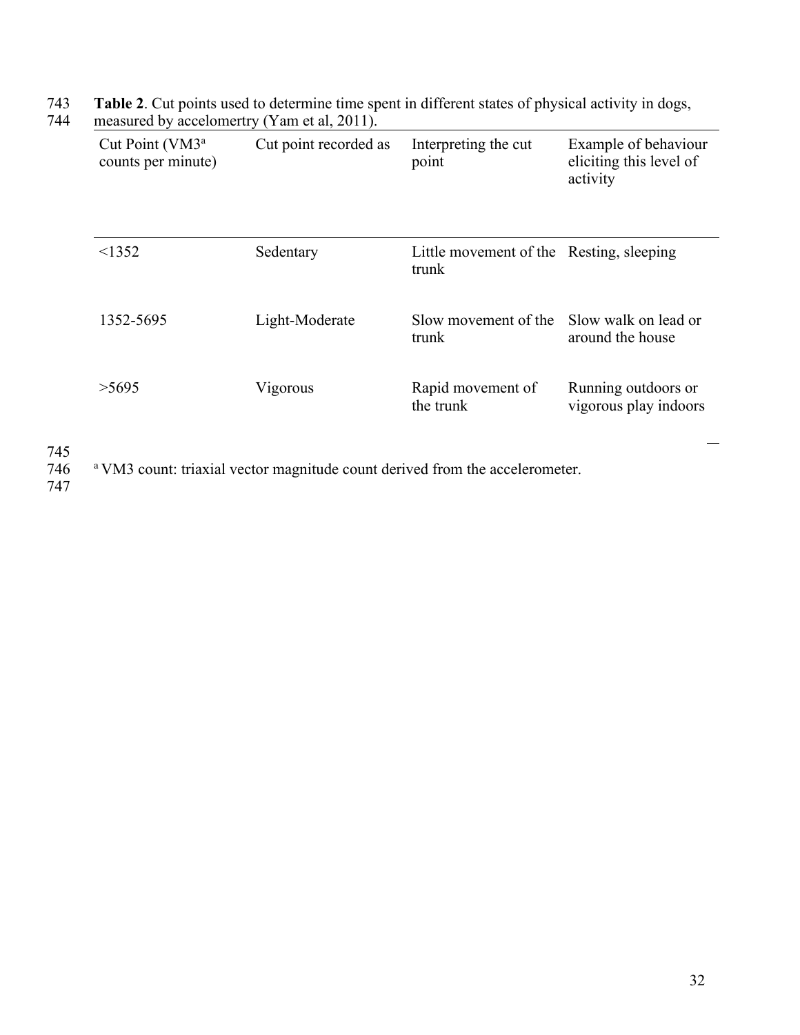**Table 2**. Cut points used to determine time spent in different states of physical activity in dogs, measured by accelomertry (Yam et al, 2011).

| Cut Point (VM3[a] counts per minute) | Cut point recorded as | Interpreting the cut point | Example of behaviour eliciting this level of activity |
|---|---|---|---|
| <1352 | Sedentary | Little movement of the trunk | Resting, sleeping |
| 1352-5695 | Light-Moderate | Slow movement of the trunk | Slow walk on lead or around the house |
| >5695 | Vigorous | Rapid movement of the trunk | Running outdoors or vigorous play indoors |

[a] VM3 count: triaxial vector magnitude count derived from the accelerometer.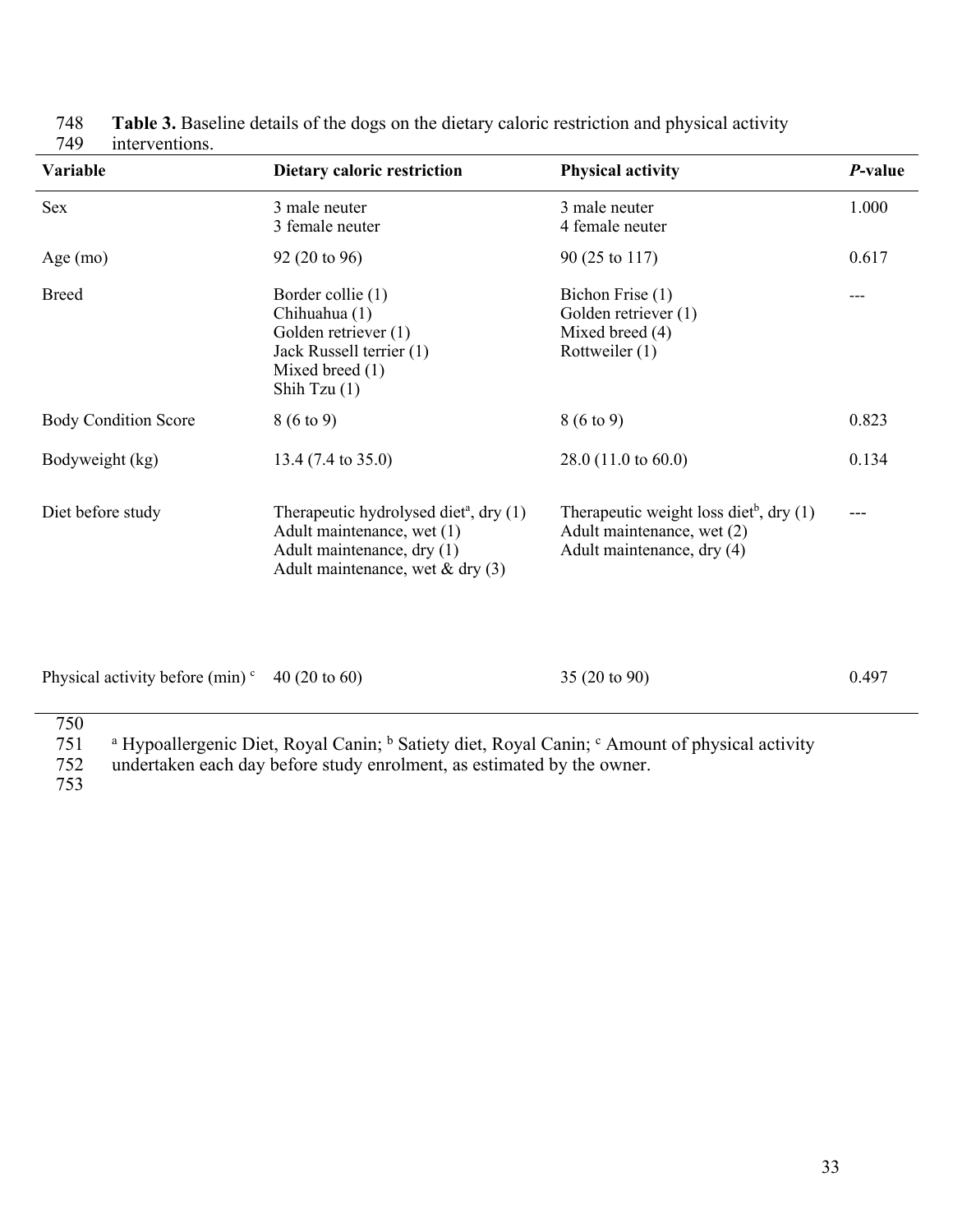**Table 3.** Baseline details of the dogs on the dietary caloric restriction and physical activity interventions.

| Variable | Dietary caloric restriction | Physical activity | *P*-value |
| --- | --- | --- | --- |
| Sex | 3 male neuter<br>3 female neuter | 3 male neuter<br>4 female neuter | 1.000 |
| Age (mo) | 92 (20 to 96) | 90 (25 to 117) | 0.617 |
| Breed | Border collie (1)<br>Chihuahua (1)<br>Golden retriever (1)<br>Jack Russell terrier (1)<br>Mixed breed (1)<br>Shih Tzu (1) | Bichon Frise (1)<br>Golden retriever (1)<br>Mixed breed (4)<br>Rottweiler (1) | --- |
| Body Condition Score | 8 (6 to 9) | 8 (6 to 9) | 0.823 |
| Bodyweight (kg) | 13.4 (7.4 to 35.0) | 28.0 (11.0 to 60.0) | 0.134 |
| Diet before study | Therapeutic hydrolysed diet[a], dry (1)<br>Adult maintenance, wet (1)<br>Adult maintenance, dry (1)<br>Adult maintenance, wet & dry (3) | Therapeutic weight loss diet[b], dry (1)<br>Adult maintenance, wet (2)<br>Adult maintenance, dry (4) | --- |
| Physical activity before (min) [c] | 40 (20 to 60) | 35 (20 to 90) | 0.497 |

[a] Hypoallergenic Diet, Royal Canin; [b] Satiety diet, Royal Canin; [c] Amount of physical activity undertaken each day before study enrolment, as estimated by the owner.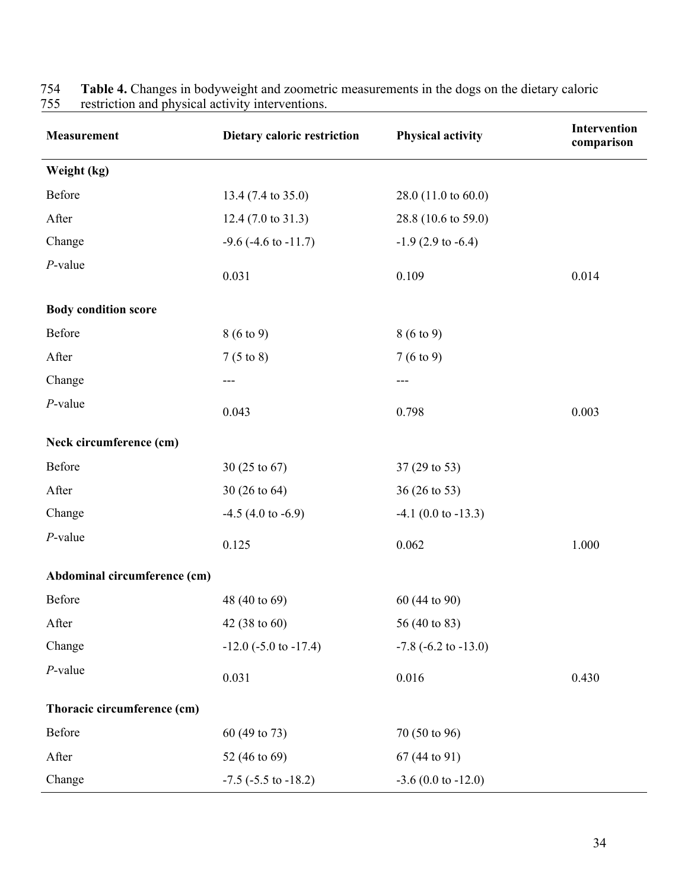**Table 4.** Changes in bodyweight and zoometric measurements in the dogs on the dietary caloric restriction and physical activity interventions.

| Measurement | Dietary caloric restriction | Physical activity | Intervention comparison |
|---|---|---|---|
| **Weight (kg)** | | | |
| Before | 13.4 (7.4 to 35.0) | 28.0 (11.0 to 60.0) | |
| After | 12.4 (7.0 to 31.3) | 28.8 (10.6 to 59.0) | |
| Change | -9.6 (-4.6 to -11.7) | -1.9 (2.9 to -6.4) | |
| *P*-value | 0.031 | 0.109 | 0.014 |
| **Body condition score** | | | |
| Before | 8 (6 to 9) | 8 (6 to 9) | |
| After | 7 (5 to 8) | 7 (6 to 9) | |
| Change | --- | --- | |
| *P*-value | 0.043 | 0.798 | 0.003 |
| **Neck circumference (cm)** | | | |
| Before | 30 (25 to 67) | 37 (29 to 53) | |
| After | 30 (26 to 64) | 36 (26 to 53) | |
| Change | -4.5 (4.0 to -6.9) | -4.1 (0.0 to -13.3) | |
| *P*-value | 0.125 | 0.062 | 1.000 |
| **Abdominal circumference (cm)** | | | |
| Before | 48 (40 to 69) | 60 (44 to 90) | |
| After | 42 (38 to 60) | 56 (40 to 83) | |
| Change | -12.0 (-5.0 to -17.4) | -7.8 (-6.2 to -13.0) | |
| *P*-value | 0.031 | 0.016 | 0.430 |
| **Thoracic circumference (cm)** | | | |
| Before | 60 (49 to 73) | 70 (50 to 96) | |
| After | 52 (46 to 69) | 67 (44 to 91) | |
| Change | -7.5 (-5.5 to -18.2) | -3.6 (0.0 to -12.0) | |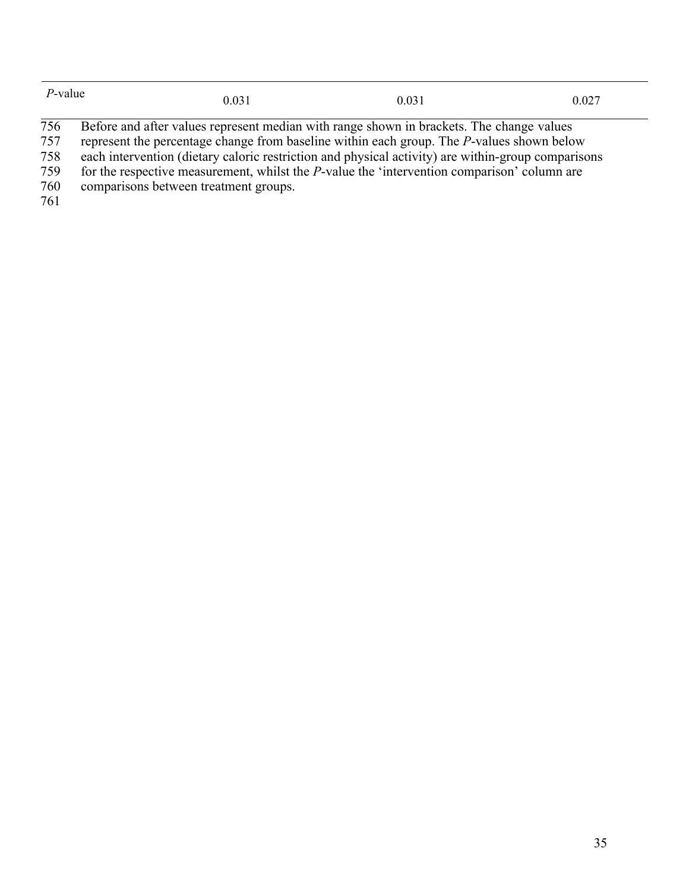| *P*-value | 0.031 | 0.031 | 0.027 |
|---|---|---|---|

756 Before and after values represent median with range shown in brackets. The change values
757 represent the percentage change from baseline within each group. The *P*-values shown below
758 each intervention (dietary caloric restriction and physical activity) are within-group comparisons
759 for the respective measurement, whilst the *P*-value the 'intervention comparison' column are
760 comparisons between treatment groups.
761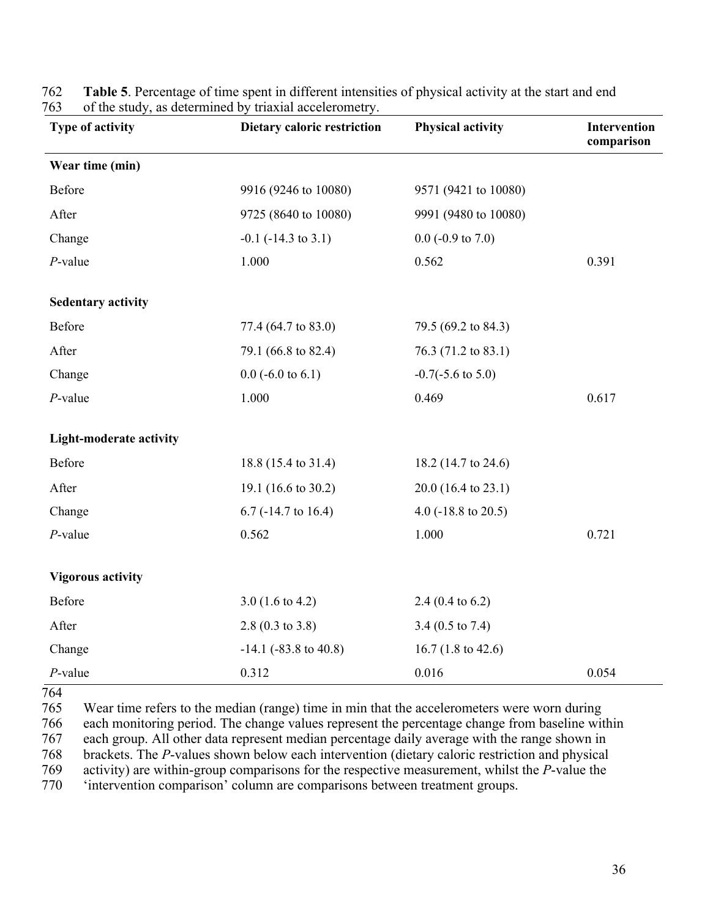**Table 5**. Percentage of time spent in different intensities of physical activity at the start and end of the study, as determined by triaxial accelerometry.

| Type of activity | Dietary caloric restriction | Physical activity | Intervention comparison |
|---|---|---|---|
| **Wear time (min)** | | | |
| Before | 9916 (9246 to 10080) | 9571 (9421 to 10080) | |
| After | 9725 (8640 to 10080) | 9991 (9480 to 10080) | |
| Change | -0.1 (-14.3 to 3.1) | 0.0 (-0.9 to 7.0) | |
| *P*-value | 1.000 | 0.562 | 0.391 |
| **Sedentary activity** | | | |
| Before | 77.4 (64.7 to 83.0) | 79.5 (69.2 to 84.3) | |
| After | 79.1 (66.8 to 82.4) | 76.3 (71.2 to 83.1) | |
| Change | 0.0 (-6.0 to 6.1) | -0.7(-5.6 to 5.0) | |
| *P*-value | 1.000 | 0.469 | 0.617 |
| **Light-moderate activity** | | | |
| Before | 18.8 (15.4 to 31.4) | 18.2 (14.7 to 24.6) | |
| After | 19.1 (16.6 to 30.2) | 20.0 (16.4 to 23.1) | |
| Change | 6.7 (-14.7 to 16.4) | 4.0 (-18.8 to 20.5) | |
| *P*-value | 0.562 | 1.000 | 0.721 |
| **Vigorous activity** | | | |
| Before | 3.0 (1.6 to 4.2) | 2.4 (0.4 to 6.2) | |
| After | 2.8 (0.3 to 3.8) | 3.4 (0.5 to 7.4) | |
| Change | -14.1 (-83.8 to 40.8) | 16.7 (1.8 to 42.6) | |
| *P*-value | 0.312 | 0.016 | 0.054 |

Wear time refers to the median (range) time in min that the accelerometers were worn during each monitoring period. The change values represent the percentage change from baseline within each group. All other data represent median percentage daily average with the range shown in brackets. The *P*-values shown below each intervention (dietary caloric restriction and physical activity) are within-group comparisons for the respective measurement, whilst the *P*-value the 'intervention comparison' column are comparisons between treatment groups.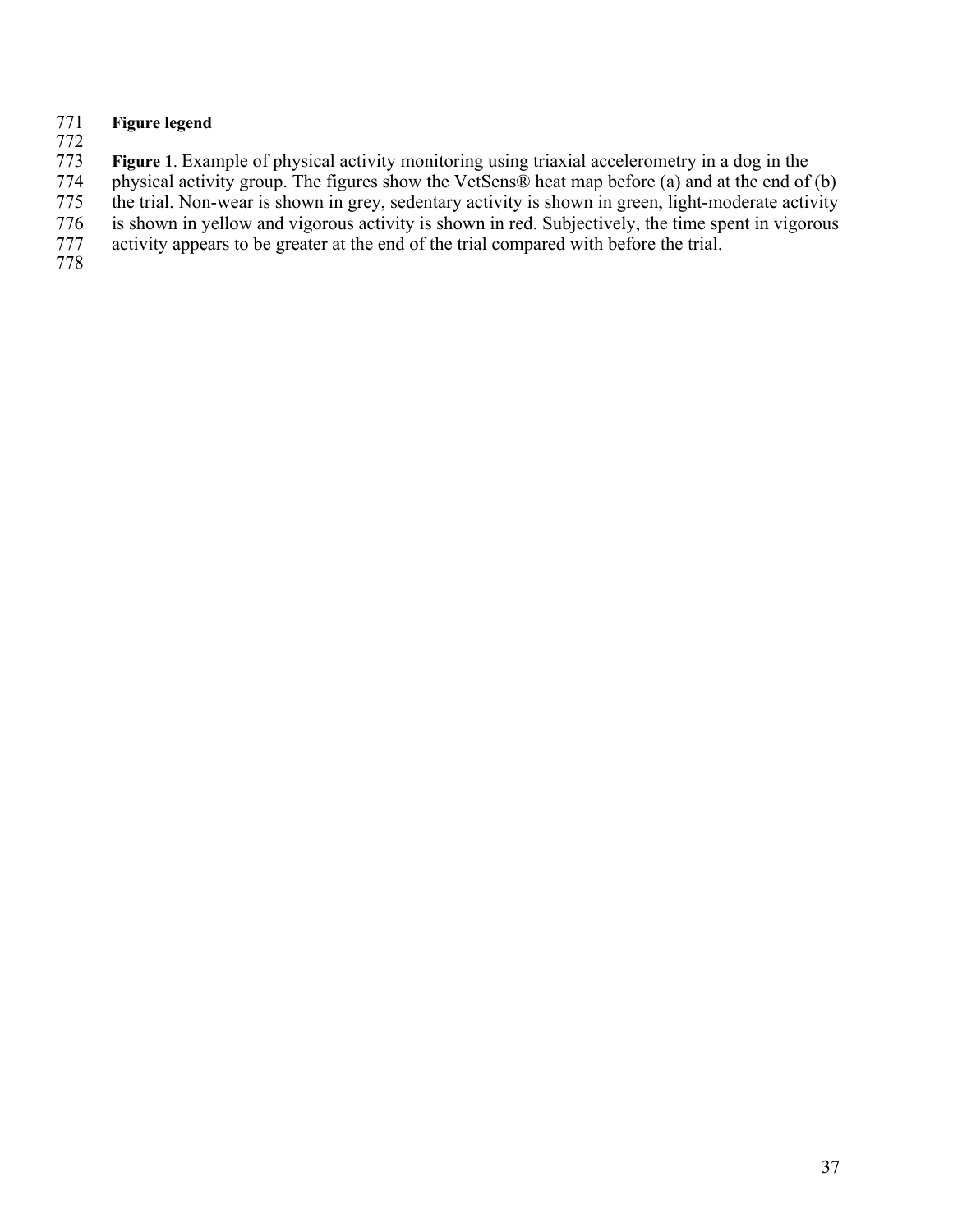**Figure legend**

**Figure 1**. Example of physical activity monitoring using triaxial accelerometry in a dog in the physical activity group. The figures show the VetSens® heat map before (a) and at the end of (b) the trial. Non-wear is shown in grey, sedentary activity is shown in green, light-moderate activity is shown in yellow and vigorous activity is shown in red. Subjectively, the time spent in vigorous activity appears to be greater at the end of the trial compared with before the trial.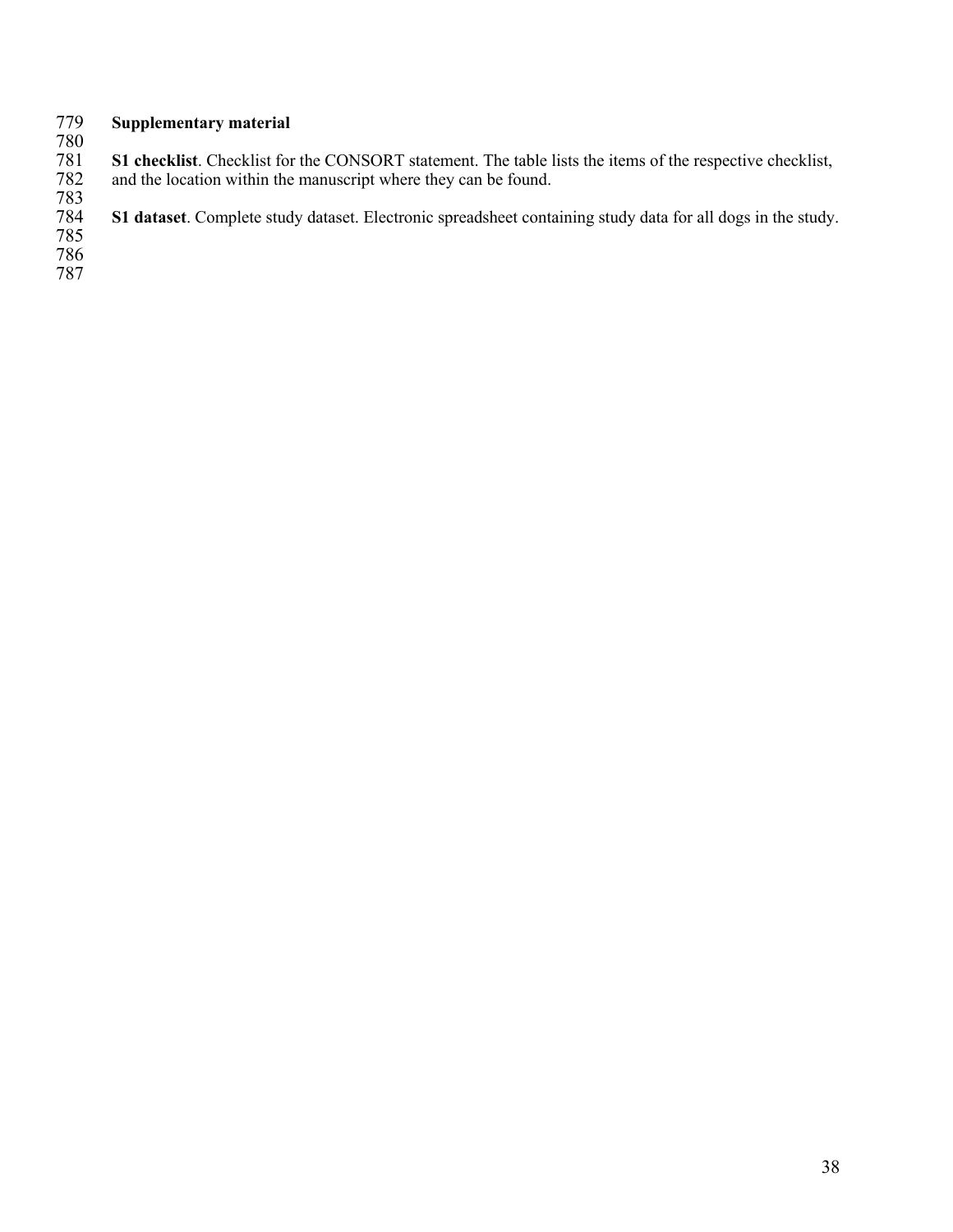## Supplementary material

**S1 checklist**. Checklist for the CONSORT statement. The table lists the items of the respective checklist, and the location within the manuscript where they can be found.

**S1 dataset**. Complete study dataset. Electronic spreadsheet containing study data for all dogs in the study.